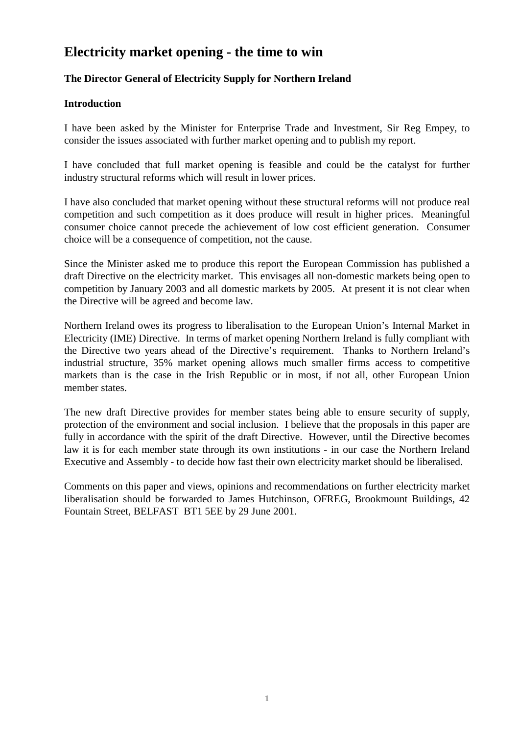# Electricity market opening - the time to win

### The Director General of Electricity Supply for Northern Ireland

### Introduction

I have been asked by the Minister for Enterprise Trade and Investment, Sir Reg Empey, to consider the issues associated with further market opening and to publish my report.

I have concluded that full market opening is feasible and could be the catalyst for further industry structural reforms which will result in lower prices.

I have also concluded that market opening without these structural reforms will not produce real competition and such competition as it does produce will result in higher prices. Meaningful consumer choice cannot precede the achievement of low cost efficient generation. Consumer choice will be a consequence of competition, not the cause.

Since the Minister asked me to produce this report the European Commission has published a draft Directive on the electricity market. This envisages all non-domestic markets being open to competition by January 2003 and all domestic markets by 2005. At present it is not clear when the Directive will be agreed and become law.

Northern Ireland owes its progress to liberalisation to the European Union's Internal Market in Electricity (IME) Directive. In terms of market opening Northern Ireland is fully compliant with the Directive two years ahead of the Directive's requirement. Thanks to Northern Ireland's industrial structure, 35% market opening allows much smaller firms access to competitive markets than is the case in the Irish Republic or in most, if not all, other European Union member states.

The new draft Directive provides for member states being able to ensure security of supply, protection of the environment and social inclusion. I believe that the proposals in this paper are fully in accordance with the spirit of the draft Directive. However, until the Directive becomes law it is for each member state through its own institutions - in our case the Northern Ireland Executive and Assembly - to decide how fast their own electricity market should be liberalised.

Comments on this paper and views, opinions and recommendations on further electricity market liberalisation should be forwarded to James Hutchinson, OFREG, Brookmount Buildings, 42 Fountain Street, BELFAST BT1 5EE by 29 June 2001.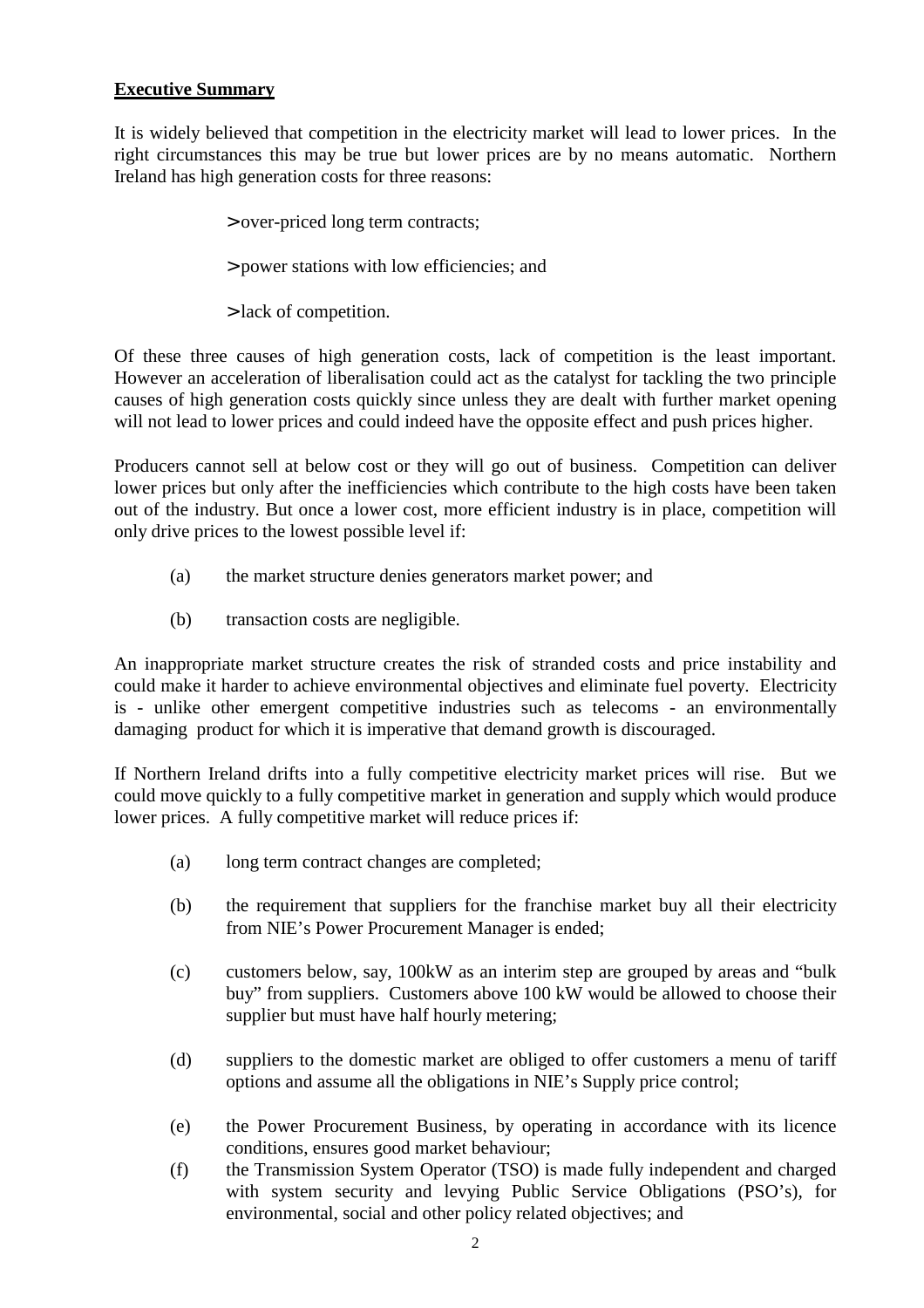**Executive Summary**

It is widely believed that competition in the electricity market will lead to lower prices. In the right circumstances this may be true but lower prices are by no means automatic. Northern Ireland has high generation costs for three reasons:

> over-priced long term contracts;
>
> power stations with low efficiencies; and
>
> lack of competition.

Of these three causes of high generation costs, lack of competition is the least important. However an acceleration of liberalisation could act as the catalyst for tackling the two principle causes of high generation costs quickly since unless they are dealt with further market opening will not lead to lower prices and could indeed have the opposite effect and push prices higher.

Producers cannot sell at below cost or they will go out of business. Competition can deliver lower prices but only after the inefficiencies which contribute to the high costs have been taken out of the industry. But once a lower cost, more efficient industry is in place, competition will only drive prices to the lowest possible level if:

(a) the market structure denies generators market power; and

(b) transaction costs are negligible.

An inappropriate market structure creates the risk of stranded costs and price instability and could make it harder to achieve environmental objectives and eliminate fuel poverty. Electricity is - unlike other emergent competitive industries such as telecoms - an environmentally damaging product for which it is imperative that demand growth is discouraged.

If Northern Ireland drifts into a fully competitive electricity market prices will rise. But we could move quickly to a fully competitive market in generation and supply which would produce lower prices. A fully competitive market will reduce prices if:

(a) long term contract changes are completed;

(b) the requirement that suppliers for the franchise market buy all their electricity from NIE's Power Procurement Manager is ended;

(c) customers below, say, 100kW as an interim step are grouped by areas and "bulk buy" from suppliers. Customers above 100 kW would be allowed to choose their supplier but must have half hourly metering;

(d) suppliers to the domestic market are obliged to offer customers a menu of tariff options and assume all the obligations in NIE's Supply price control;

(e) the Power Procurement Business, by operating in accordance with its licence conditions, ensures good market behaviour;

(f) the Transmission System Operator (TSO) is made fully independent and charged with system security and levying Public Service Obligations (PSO's), for environmental, social and other policy related objectives; and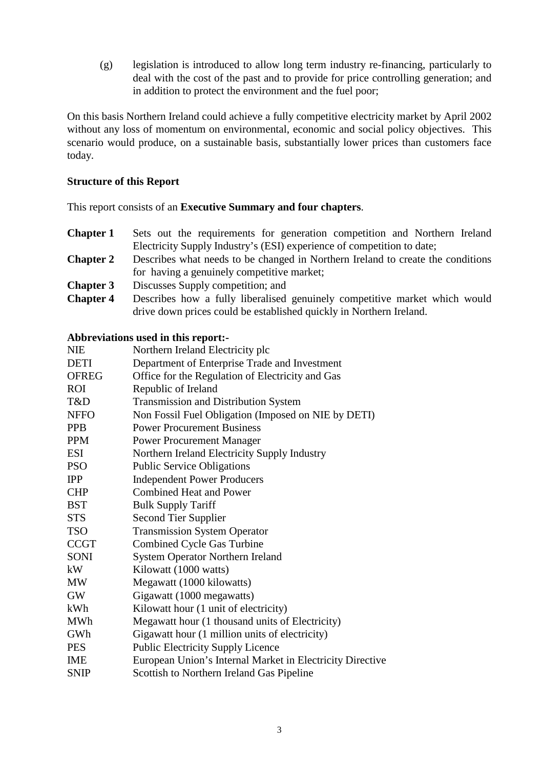(g) legislation is introduced to allow long term industry re-financing, particularly to deal with the cost of the past and to provide for price controlling generation; and in addition to protect the environment and the fuel poor;

On this basis Northern Ireland could achieve a fully competitive electricity market by April 2002 without any loss of momentum on environmental, economic and social policy objectives. This scenario would produce, on a sustainable basis, substantially lower prices than customers face today.

**Structure of this Report**

This report consists of an **Executive Summary and four chapters**.

**Chapter 1** Sets out the requirements for generation competition and Northern Ireland Electricity Supply Industry's (ESI) experience of competition to date;

**Chapter 2** Describes what needs to be changed in Northern Ireland to create the conditions for having a genuinely competitive market;

**Chapter 3** Discusses Supply competition; and

**Chapter 4** Describes how a fully liberalised genuinely competitive market which would drive down prices could be established quickly in Northern Ireland.

**Abbreviations used in this report:-**

| | |
|---|---|
| NIE | Northern Ireland Electricity plc |
| DETI | Department of Enterprise Trade and Investment |
| OFREG | Office for the Regulation of Electricity and Gas |
| ROI | Republic of Ireland |
| T&D | Transmission and Distribution System |
| NFFO | Non Fossil Fuel Obligation (Imposed on NIE by DETI) |
| PPB | Power Procurement Business |
| PPM | Power Procurement Manager |
| ESI | Northern Ireland Electricity Supply Industry |
| PSO | Public Service Obligations |
| IPP | Independent Power Producers |
| CHP | Combined Heat and Power |
| BST | Bulk Supply Tariff |
| STS | Second Tier Supplier |
| TSO | Transmission System Operator |
| CCGT | Combined Cycle Gas Turbine |
| SONI | System Operator Northern Ireland |
| kW | Kilowatt (1000 watts) |
| MW | Megawatt (1000 kilowatts) |
| GW | Gigawatt (1000 megawatts) |
| kWh | Kilowatt hour (1 unit of electricity) |
| MWh | Megawatt hour (1 thousand units of Electricity) |
| GWh | Gigawatt hour (1 million units of electricity) |
| PES | Public Electricity Supply Licence |
| IME | European Union's Internal Market in Electricity Directive |
| SNIP | Scottish to Northern Ireland Gas Pipeline |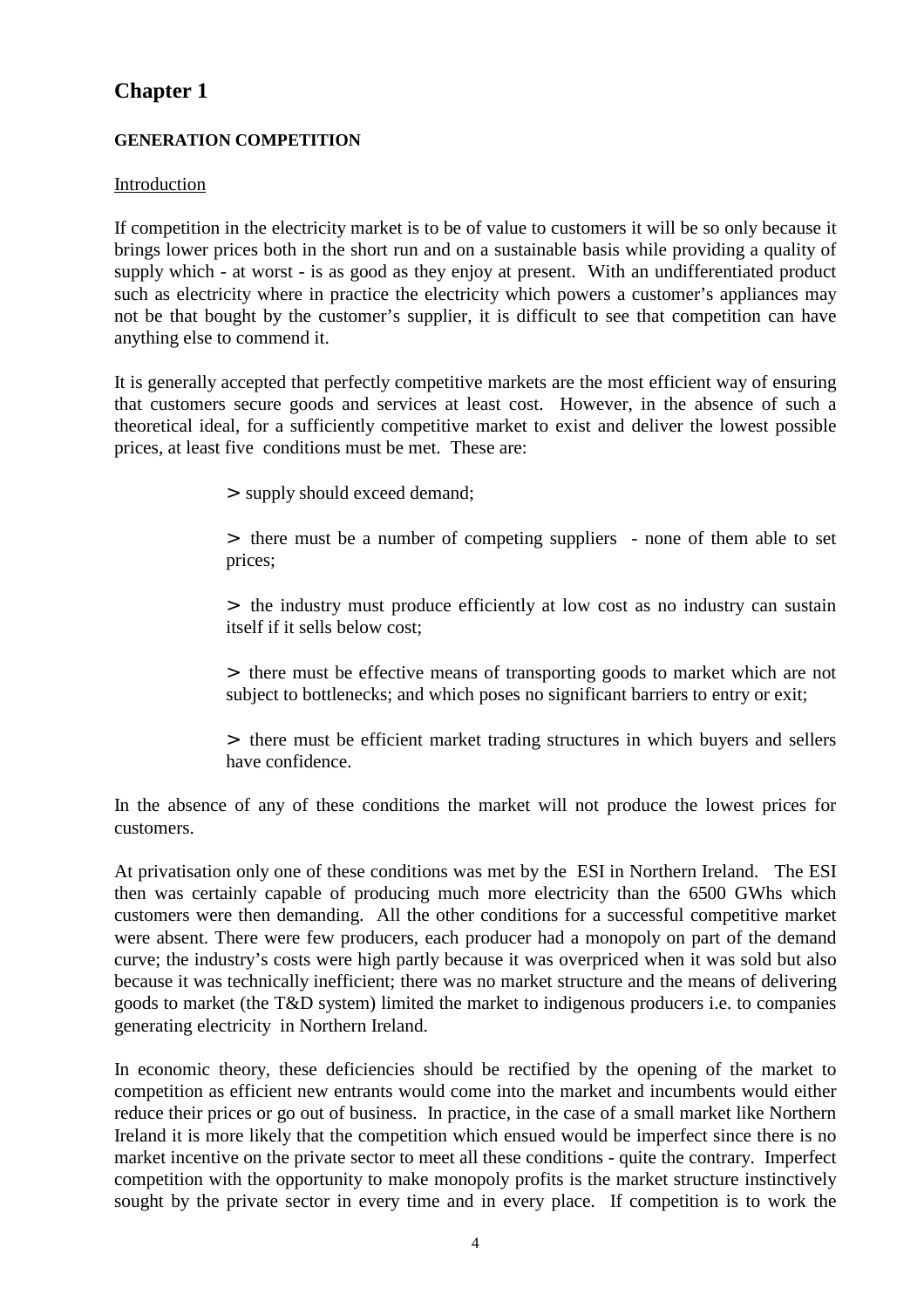# Chapter 1

**GENERATION COMPETITION**

Introduction

If competition in the electricity market is to be of value to customers it will be so only because it brings lower prices both in the short run and on a sustainable basis while providing a quality of supply which - at worst - is as good as they enjoy at present. With an undifferentiated product such as electricity where in practice the electricity which powers a customer's appliances may not be that bought by the customer's supplier, it is difficult to see that competition can have anything else to commend it.

It is generally accepted that perfectly competitive markets are the most efficient way of ensuring that customers secure goods and services at least cost. However, in the absence of such a theoretical ideal, for a sufficiently competitive market to exist and deliver the lowest possible prices, at least five conditions must be met. These are:

> supply should exceed demand;

> there must be a number of competing suppliers - none of them able to set prices;

> the industry must produce efficiently at low cost as no industry can sustain itself if it sells below cost;

> there must be effective means of transporting goods to market which are not subject to bottlenecks; and which poses no significant barriers to entry or exit;

> there must be efficient market trading structures in which buyers and sellers have confidence.

In the absence of any of these conditions the market will not produce the lowest prices for customers.

At privatisation only one of these conditions was met by the ESI in Northern Ireland. The ESI then was certainly capable of producing much more electricity than the 6500 GWhs which customers were then demanding. All the other conditions for a successful competitive market were absent. There were few producers, each producer had a monopoly on part of the demand curve; the industry's costs were high partly because it was overpriced when it was sold but also because it was technically inefficient; there was no market structure and the means of delivering goods to market (the T&D system) limited the market to indigenous producers i.e. to companies generating electricity in Northern Ireland.

In economic theory, these deficiencies should be rectified by the opening of the market to competition as efficient new entrants would come into the market and incumbents would either reduce their prices or go out of business. In practice, in the case of a small market like Northern Ireland it is more likely that the competition which ensued would be imperfect since there is no market incentive on the private sector to meet all these conditions - quite the contrary. Imperfect competition with the opportunity to make monopoly profits is the market structure instinctively sought by the private sector in every time and in every place. If competition is to work the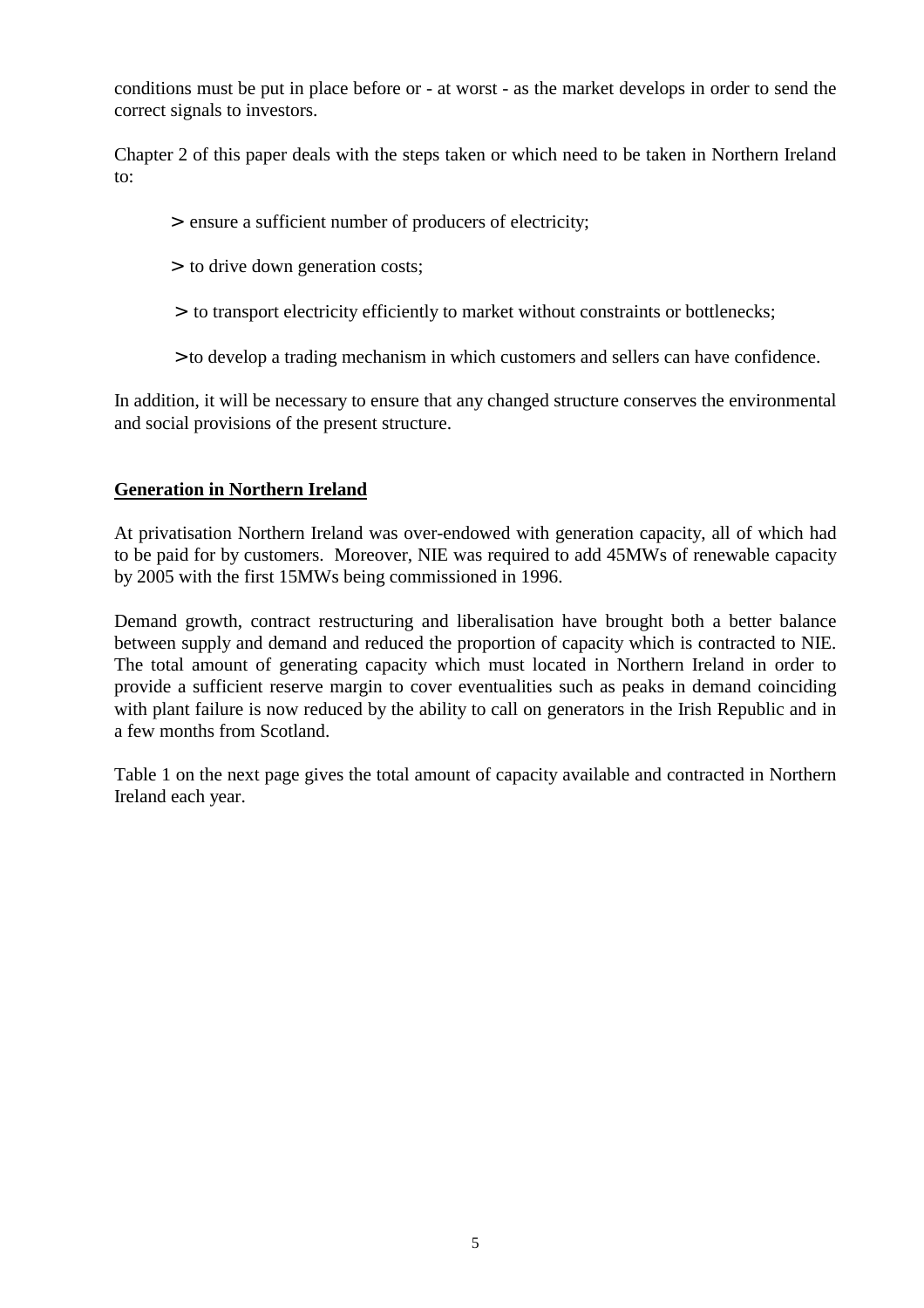conditions must be put in place before or - at worst - as the market develops in order to send the correct signals to investors.

Chapter 2 of this paper deals with the steps taken or which need to be taken in Northern Ireland to:

> ensure a sufficient number of producers of electricity;

> to drive down generation costs;

> to transport electricity efficiently to market without constraints or bottlenecks;

> to develop a trading mechanism in which customers and sellers can have confidence.

In addition, it will be necessary to ensure that any changed structure conserves the environmental and social provisions of the present structure.

## <u>Generation in Northern Ireland</u>

At privatisation Northern Ireland was over-endowed with generation capacity, all of which had to be paid for by customers. Moreover, NIE was required to add 45MWs of renewable capacity by 2005 with the first 15MWs being commissioned in 1996.

Demand growth, contract restructuring and liberalisation have brought both a better balance between supply and demand and reduced the proportion of capacity which is contracted to NIE. The total amount of generating capacity which must located in Northern Ireland in order to provide a sufficient reserve margin to cover eventualities such as peaks in demand coinciding with plant failure is now reduced by the ability to call on generators in the Irish Republic and in a few months from Scotland.

Table 1 on the next page gives the total amount of capacity available and contracted in Northern Ireland each year.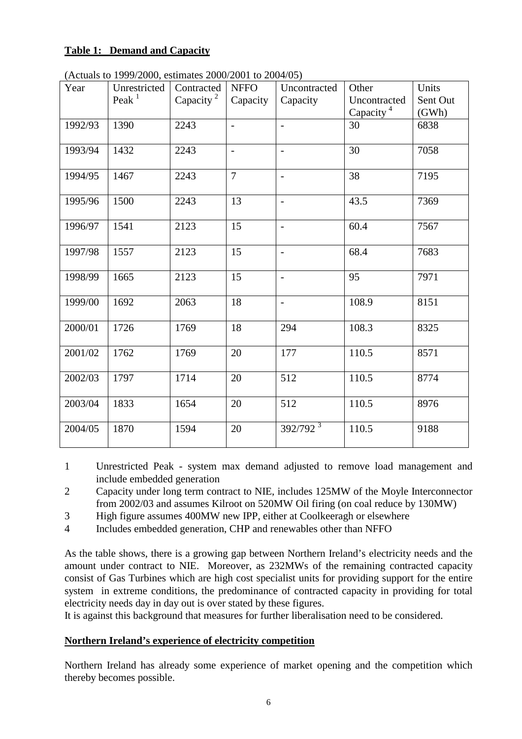**Table 1: Demand and Capacity**

(Actuals to 1999/2000, estimates 2000/2001 to 2004/05)

| Year | Unrestricted Peak [1] | Contracted Capacity [2] | NFFO Capacity | Uncontracted Capacity | Other Uncontracted Capacity [4] | Units Sent Out (GWh) |
|---|---|---|---|---|---|---|
| 1992/93 | 1390 | 2243 | - | - | 30 | 6838 |
| 1993/94 | 1432 | 2243 | - | - | 30 | 7058 |
| 1994/95 | 1467 | 2243 | 7 | - | 38 | 7195 |
| 1995/96 | 1500 | 2243 | 13 | - | 43.5 | 7369 |
| 1996/97 | 1541 | 2123 | 15 | - | 60.4 | 7567 |
| 1997/98 | 1557 | 2123 | 15 | - | 68.4 | 7683 |
| 1998/99 | 1665 | 2123 | 15 | - | 95 | 7971 |
| 1999/00 | 1692 | 2063 | 18 | - | 108.9 | 8151 |
| 2000/01 | 1726 | 1769 | 18 | 294 | 108.3 | 8325 |
| 2001/02 | 1762 | 1769 | 20 | 177 | 110.5 | 8571 |
| 2002/03 | 1797 | 1714 | 20 | 512 | 110.5 | 8774 |
| 2003/04 | 1833 | 1654 | 20 | 512 | 110.5 | 8976 |
| 2004/05 | 1870 | 1594 | 20 | 392/792 [3] | 110.5 | 9188 |

1. Unrestricted Peak - system max demand adjusted to remove load management and include embedded generation
2. Capacity under long term contract to NIE, includes 125MW of the Moyle Interconnector from 2002/03 and assumes Kilroot on 520MW Oil firing (on coal reduce by 130MW)
3. High figure assumes 400MW new IPP, either at Coolkeeragh or elsewhere
4. Includes embedded generation, CHP and renewables other than NFFO

As the table shows, there is a growing gap between Northern Ireland's electricity needs and the amount under contract to NIE. Moreover, as 232MWs of the remaining contracted capacity consist of Gas Turbines which are high cost specialist units for providing support for the entire system in extreme conditions, the predominance of contracted capacity in providing for total electricity needs day in day out is over stated by these figures.

It is against this background that measures for further liberalisation need to be considered.

**Northern Ireland's experience of electricity competition**

Northern Ireland has already some experience of market opening and the competition which thereby becomes possible.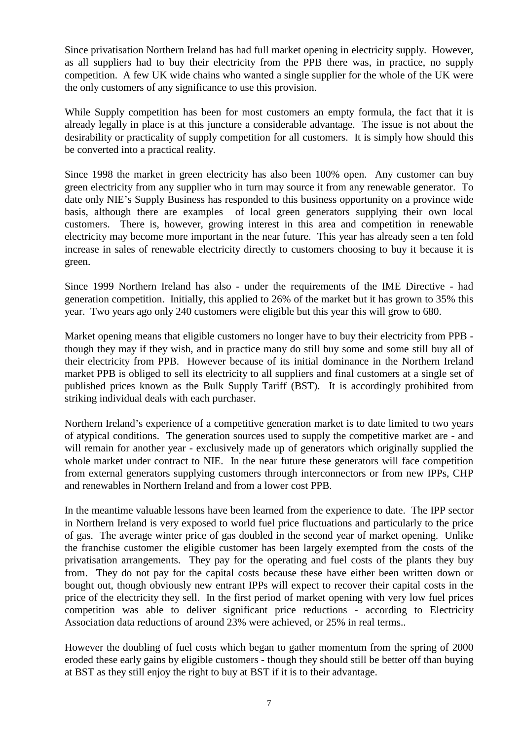Since privatisation Northern Ireland has had full market opening in electricity supply. However, as all suppliers had to buy their electricity from the PPB there was, in practice, no supply competition. A few UK wide chains who wanted a single supplier for the whole of the UK were the only customers of any significance to use this provision.

While Supply competition has been for most customers an empty formula, the fact that it is already legally in place is at this juncture a considerable advantage. The issue is not about the desirability or practicality of supply competition for all customers. It is simply how should this be converted into a practical reality.

Since 1998 the market in green electricity has also been 100% open. Any customer can buy green electricity from any supplier who in turn may source it from any renewable generator. To date only NIE's Supply Business has responded to this business opportunity on a province wide basis, although there are examples of local green generators supplying their own local customers. There is, however, growing interest in this area and competition in renewable electricity may become more important in the near future. This year has already seen a ten fold increase in sales of renewable electricity directly to customers choosing to buy it because it is green.

Since 1999 Northern Ireland has also - under the requirements of the IME Directive - had generation competition. Initially, this applied to 26% of the market but it has grown to 35% this year. Two years ago only 240 customers were eligible but this year this will grow to 680.

Market opening means that eligible customers no longer have to buy their electricity from PPB - though they may if they wish, and in practice many do still buy some and some still buy all of their electricity from PPB. However because of its initial dominance in the Northern Ireland market PPB is obliged to sell its electricity to all suppliers and final customers at a single set of published prices known as the Bulk Supply Tariff (BST). It is accordingly prohibited from striking individual deals with each purchaser.

Northern Ireland's experience of a competitive generation market is to date limited to two years of atypical conditions. The generation sources used to supply the competitive market are - and will remain for another year - exclusively made up of generators which originally supplied the whole market under contract to NIE. In the near future these generators will face competition from external generators supplying customers through interconnectors or from new IPPs, CHP and renewables in Northern Ireland and from a lower cost PPB.

In the meantime valuable lessons have been learned from the experience to date. The IPP sector in Northern Ireland is very exposed to world fuel price fluctuations and particularly to the price of gas. The average winter price of gas doubled in the second year of market opening. Unlike the franchise customer the eligible customer has been largely exempted from the costs of the privatisation arrangements. They pay for the operating and fuel costs of the plants they buy from. They do not pay for the capital costs because these have either been written down or bought out, though obviously new entrant IPPs will expect to recover their capital costs in the price of the electricity they sell. In the first period of market opening with very low fuel prices competition was able to deliver significant price reductions - according to Electricity Association data reductions of around 23% were achieved, or 25% in real terms..

However the doubling of fuel costs which began to gather momentum from the spring of 2000 eroded these early gains by eligible customers - though they should still be better off than buying at BST as they still enjoy the right to buy at BST if it is to their advantage.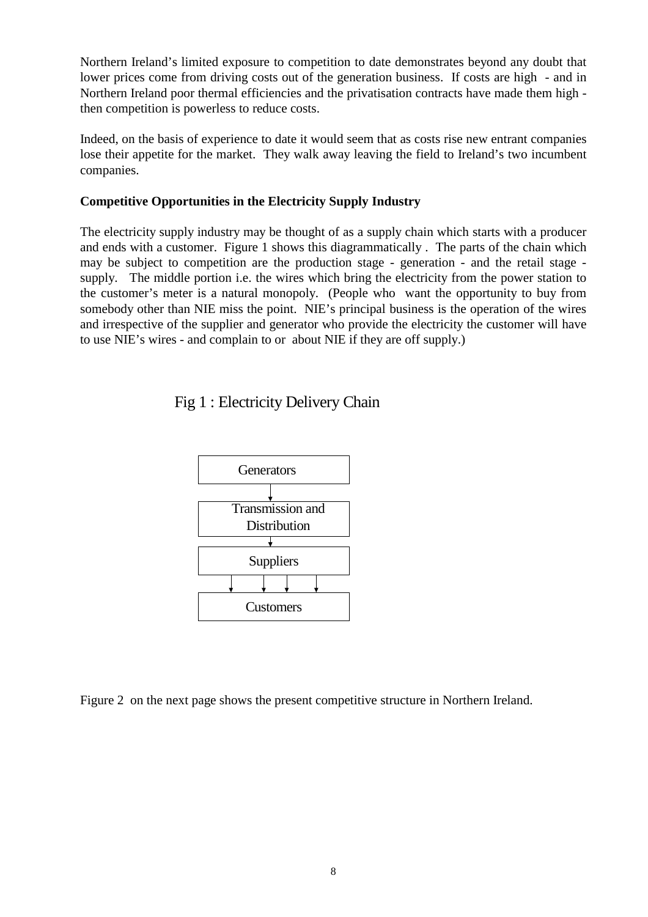Northern Ireland's limited exposure to competition to date demonstrates beyond any doubt that lower prices come from driving costs out of the generation business. If costs are high - and in Northern Ireland poor thermal efficiencies and the privatisation contracts have made them high - then competition is powerless to reduce costs.

Indeed, on the basis of experience to date it would seem that as costs rise new entrant companies lose their appetite for the market. They walk away leaving the field to Ireland's two incumbent companies.

**Competitive Opportunities in the Electricity Supply Industry**

The electricity supply industry may be thought of as a supply chain which starts with a producer and ends with a customer. Figure 1 shows this diagrammatically . The parts of the chain which may be subject to competition are the production stage - generation - and the retail stage - supply. The middle portion i.e. the wires which bring the electricity from the power station to the customer's meter is a natural monopoly. (People who want the opportunity to buy from somebody other than NIE miss the point. NIE's principal business is the operation of the wires and irrespective of the supplier and generator who provide the electricity the customer will have to use NIE's wires - and complain to or about NIE if they are off supply.)

Fig 1 : Electricity Delivery Chain

Generators → Transmission and Distribution → Suppliers → Customers

Figure 2 on the next page shows the present competitive structure in Northern Ireland.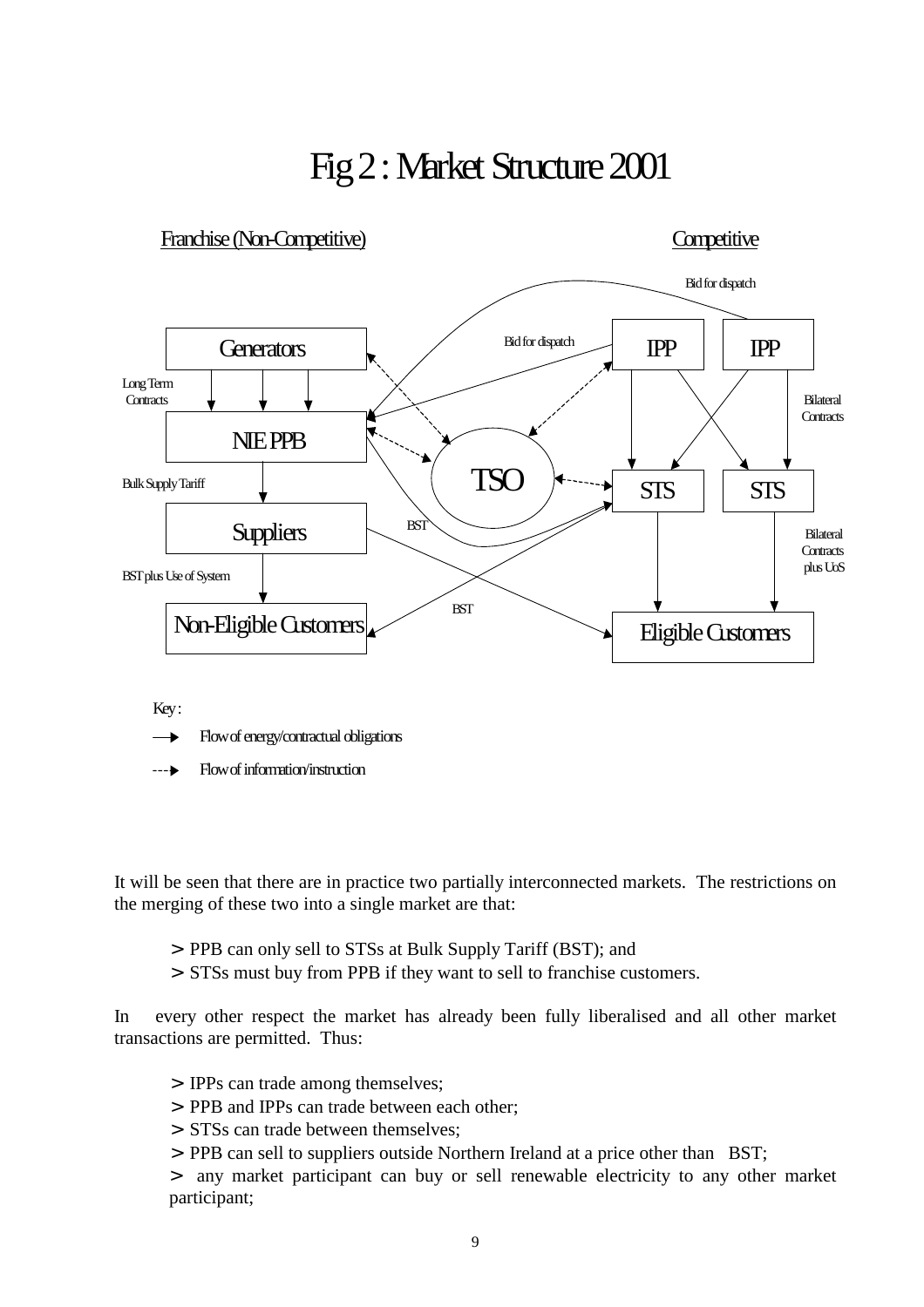# Fig 2 : Market Structure 2001

Franchise (Non-Competitive) | Competitive

Generators → (Long Term Contracts) → NIE PPB → (Bulk Supply Tariff) → Suppliers → (BST plus Use of System) → Non-Eligible Customers

IPP, IPP → (Bid for dispatch) → NIE PPB; IPP → (Bilateral Contracts) → STS, STS → (Bilateral Contracts plus UoS) → Eligible Customers

TSO; BST

Key :

⟶ Flow of energy/contractual obligations

---▸ Flow of information/instruction

It will be seen that there are in practice two partially interconnected markets. The restrictions on the merging of these two into a single market are that:

> PPB can only sell to STSs at Bulk Supply Tariff (BST); and
> STSs must buy from PPB if they want to sell to franchise customers.

In every other respect the market has already been fully liberalised and all other market transactions are permitted. Thus:

> IPPs can trade among themselves;
> PPB and IPPs can trade between each other;
> STSs can trade between themselves;
> PPB can sell to suppliers outside Northern Ireland at a price other than BST;
> any market participant can buy or sell renewable electricity to any other market participant;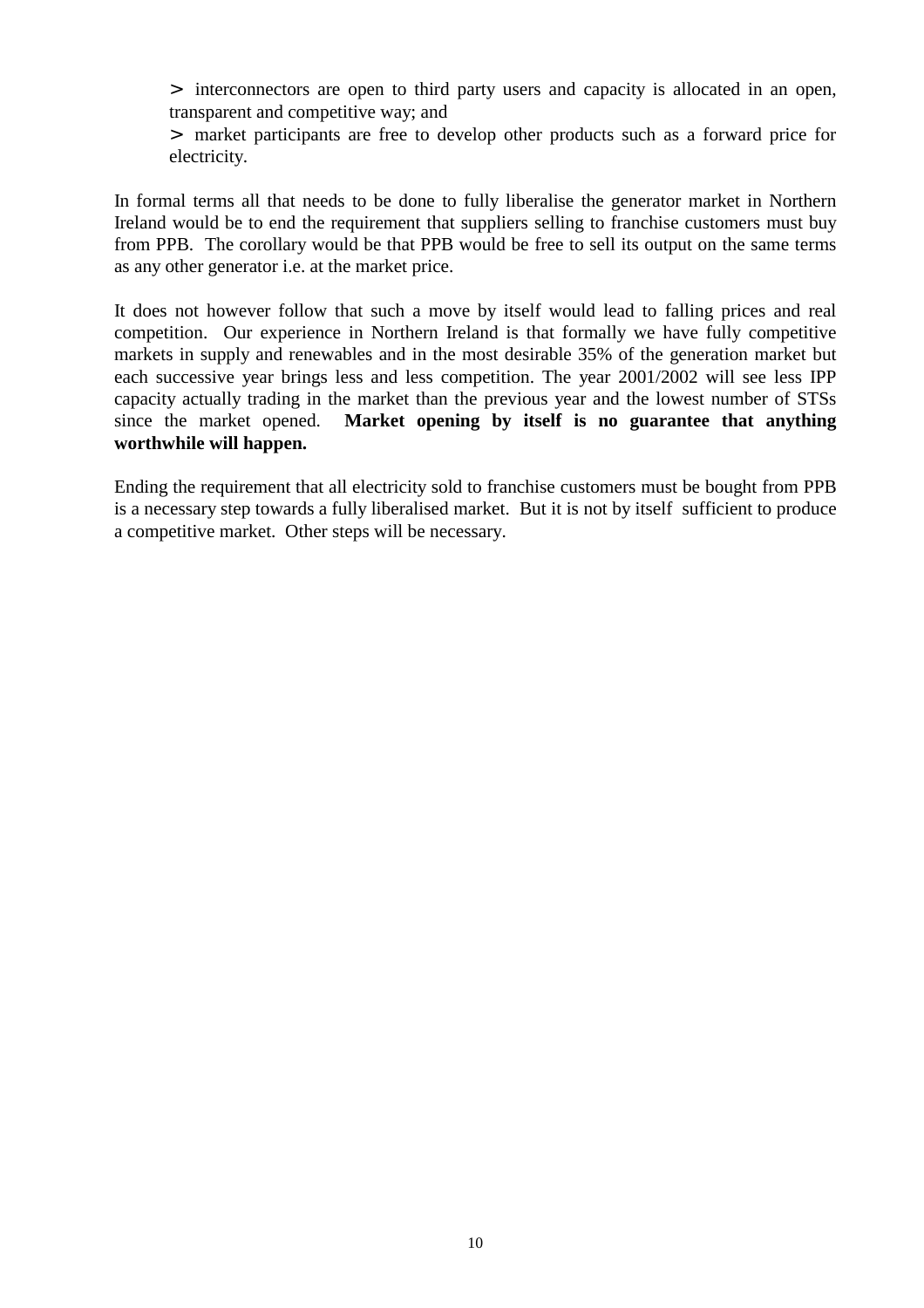> interconnectors are open to third party users and capacity is allocated in an open, transparent and competitive way; and

> market participants are free to develop other products such as a forward price for electricity.

In formal terms all that needs to be done to fully liberalise the generator market in Northern Ireland would be to end the requirement that suppliers selling to franchise customers must buy from PPB. The corollary would be that PPB would be free to sell its output on the same terms as any other generator i.e. at the market price.

It does not however follow that such a move by itself would lead to falling prices and real competition. Our experience in Northern Ireland is that formally we have fully competitive markets in supply and renewables and in the most desirable 35% of the generation market but each successive year brings less and less competition. The year 2001/2002 will see less IPP capacity actually trading in the market than the previous year and the lowest number of STSs since the market opened. **Market opening by itself is no guarantee that anything worthwhile will happen.**

Ending the requirement that all electricity sold to franchise customers must be bought from PPB is a necessary step towards a fully liberalised market. But it is not by itself sufficient to produce a competitive market. Other steps will be necessary.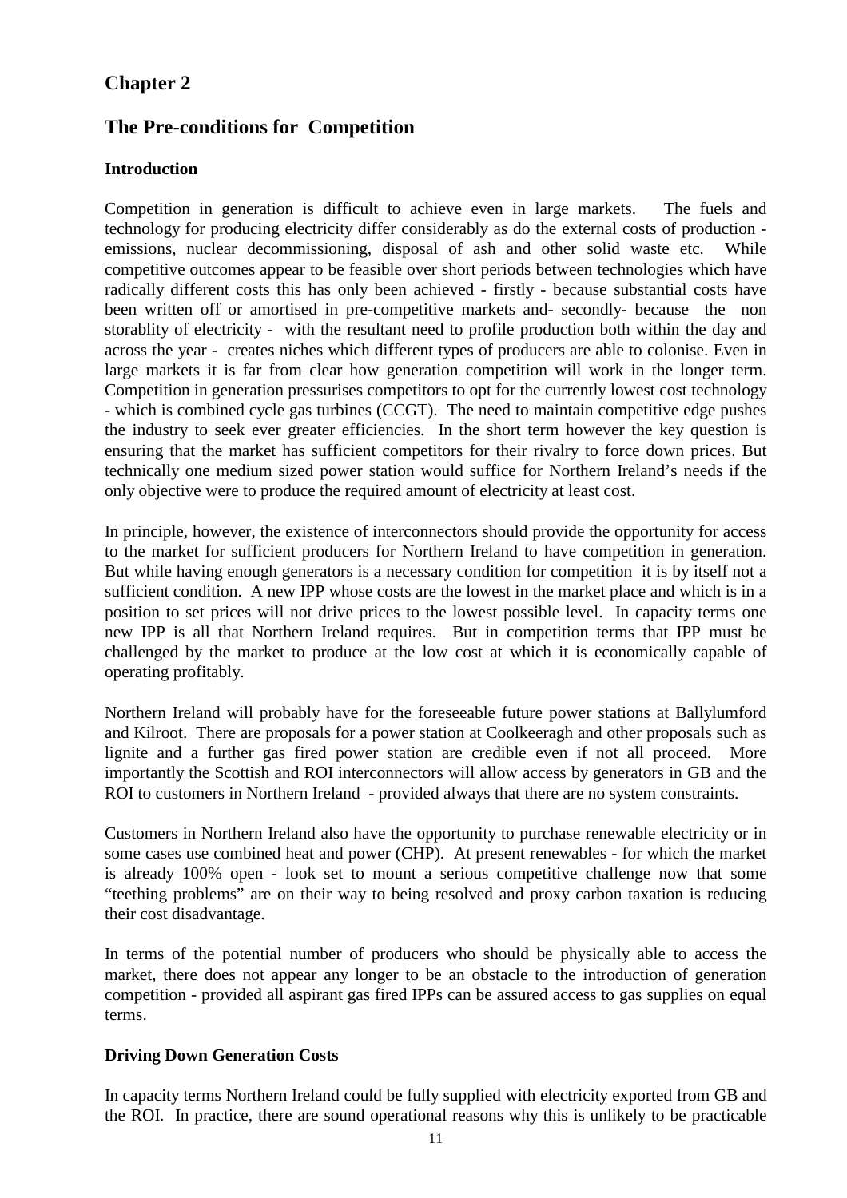# Chapter 2

## The Pre-conditions for Competition

### Introduction

Competition in generation is difficult to achieve even in large markets. The fuels and technology for producing electricity differ considerably as do the external costs of production - emissions, nuclear decommissioning, disposal of ash and other solid waste etc. While competitive outcomes appear to be feasible over short periods between technologies which have radically different costs this has only been achieved - firstly - because substantial costs have been written off or amortised in pre-competitive markets and- secondly- because the non storablity of electricity - with the resultant need to profile production both within the day and across the year - creates niches which different types of producers are able to colonise. Even in large markets it is far from clear how generation competition will work in the longer term. Competition in generation pressurises competitors to opt for the currently lowest cost technology - which is combined cycle gas turbines (CCGT). The need to maintain competitive edge pushes the industry to seek ever greater efficiencies. In the short term however the key question is ensuring that the market has sufficient competitors for their rivalry to force down prices. But technically one medium sized power station would suffice for Northern Ireland's needs if the only objective were to produce the required amount of electricity at least cost.

In principle, however, the existence of interconnectors should provide the opportunity for access to the market for sufficient producers for Northern Ireland to have competition in generation. But while having enough generators is a necessary condition for competition it is by itself not a sufficient condition. A new IPP whose costs are the lowest in the market place and which is in a position to set prices will not drive prices to the lowest possible level. In capacity terms one new IPP is all that Northern Ireland requires. But in competition terms that IPP must be challenged by the market to produce at the low cost at which it is economically capable of operating profitably.

Northern Ireland will probably have for the foreseeable future power stations at Ballylumford and Kilroot. There are proposals for a power station at Coolkeeragh and other proposals such as lignite and a further gas fired power station are credible even if not all proceed. More importantly the Scottish and ROI interconnectors will allow access by generators in GB and the ROI to customers in Northern Ireland - provided always that there are no system constraints.

Customers in Northern Ireland also have the opportunity to purchase renewable electricity or in some cases use combined heat and power (CHP). At present renewables - for which the market is already 100% open - look set to mount a serious competitive challenge now that some "teething problems" are on their way to being resolved and proxy carbon taxation is reducing their cost disadvantage.

In terms of the potential number of producers who should be physically able to access the market, there does not appear any longer to be an obstacle to the introduction of generation competition - provided all aspirant gas fired IPPs can be assured access to gas supplies on equal terms.

### Driving Down Generation Costs

In capacity terms Northern Ireland could be fully supplied with electricity exported from GB and the ROI. In practice, there are sound operational reasons why this is unlikely to be practicable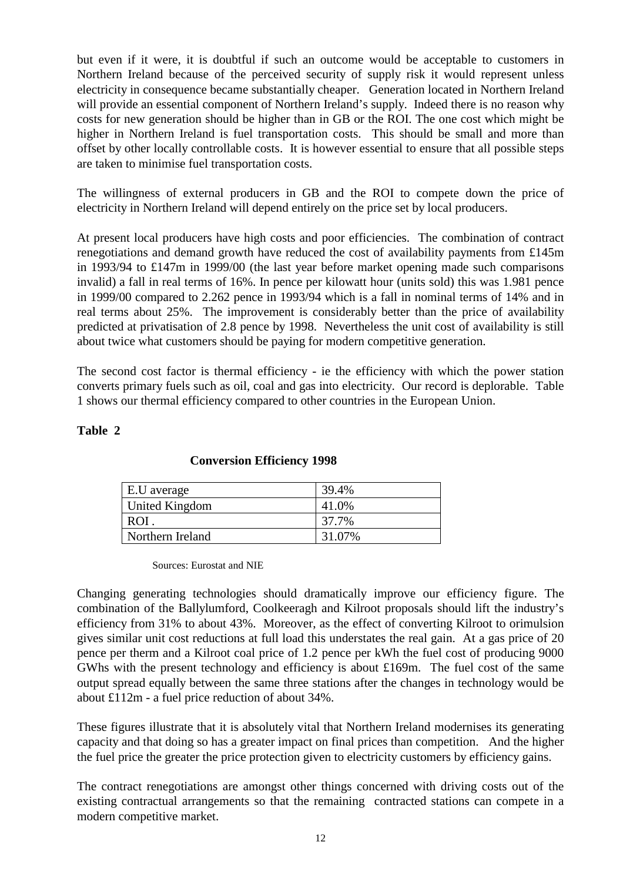but even if it were, it is doubtful if such an outcome would be acceptable to customers in Northern Ireland because of the perceived security of supply risk it would represent unless electricity in consequence became substantially cheaper. Generation located in Northern Ireland will provide an essential component of Northern Ireland's supply. Indeed there is no reason why costs for new generation should be higher than in GB or the ROI. The one cost which might be higher in Northern Ireland is fuel transportation costs. This should be small and more than offset by other locally controllable costs. It is however essential to ensure that all possible steps are taken to minimise fuel transportation costs.

The willingness of external producers in GB and the ROI to compete down the price of electricity in Northern Ireland will depend entirely on the price set by local producers.

At present local producers have high costs and poor efficiencies. The combination of contract renegotiations and demand growth have reduced the cost of availability payments from £145m in 1993/94 to £147m in 1999/00 (the last year before market opening made such comparisons invalid) a fall in real terms of 16%. In pence per kilowatt hour (units sold) this was 1.981 pence in 1999/00 compared to 2.262 pence in 1993/94 which is a fall in nominal terms of 14% and in real terms about 25%. The improvement is considerably better than the price of availability predicted at privatisation of 2.8 pence by 1998. Nevertheless the unit cost of availability is still about twice what customers should be paying for modern competitive generation.

The second cost factor is thermal efficiency - ie the efficiency with which the power station converts primary fuels such as oil, coal and gas into electricity. Our record is deplorable. Table 1 shows our thermal efficiency compared to other countries in the European Union.

**Table 2**

**Conversion Efficiency 1998**

| | |
|---|---|
| E.U average | 39.4% |
| United Kingdom | 41.0% |
| ROI . | 37.7% |
| Northern Ireland | 31.07% |

Sources: Eurostat and NIE

Changing generating technologies should dramatically improve our efficiency figure. The combination of the Ballylumford, Coolkeeragh and Kilroot proposals should lift the industry's efficiency from 31% to about 43%. Moreover, as the effect of converting Kilroot to orimulsion gives similar unit cost reductions at full load this understates the real gain. At a gas price of 20 pence per therm and a Kilroot coal price of 1.2 pence per kWh the fuel cost of producing 9000 GWhs with the present technology and efficiency is about £169m. The fuel cost of the same output spread equally between the same three stations after the changes in technology would be about £112m - a fuel price reduction of about 34%.

These figures illustrate that it is absolutely vital that Northern Ireland modernises its generating capacity and that doing so has a greater impact on final prices than competition. And the higher the fuel price the greater the price protection given to electricity customers by efficiency gains.

The contract renegotiations are amongst other things concerned with driving costs out of the existing contractual arrangements so that the remaining contracted stations can compete in a modern competitive market.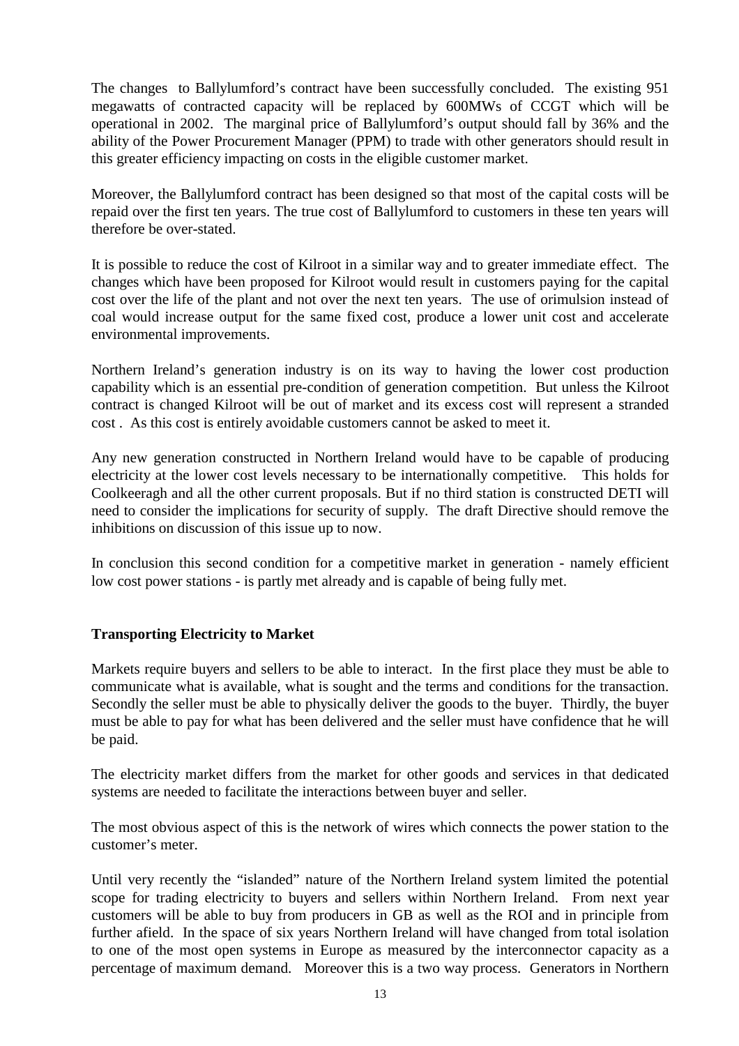The changes to Ballylumford's contract have been successfully concluded. The existing 951 megawatts of contracted capacity will be replaced by 600MWs of CCGT which will be operational in 2002. The marginal price of Ballylumford's output should fall by 36% and the ability of the Power Procurement Manager (PPM) to trade with other generators should result in this greater efficiency impacting on costs in the eligible customer market.

Moreover, the Ballylumford contract has been designed so that most of the capital costs will be repaid over the first ten years. The true cost of Ballylumford to customers in these ten years will therefore be over-stated.

It is possible to reduce the cost of Kilroot in a similar way and to greater immediate effect. The changes which have been proposed for Kilroot would result in customers paying for the capital cost over the life of the plant and not over the next ten years. The use of orimulsion instead of coal would increase output for the same fixed cost, produce a lower unit cost and accelerate environmental improvements.

Northern Ireland's generation industry is on its way to having the lower cost production capability which is an essential pre-condition of generation competition. But unless the Kilroot contract is changed Kilroot will be out of market and its excess cost will represent a stranded cost . As this cost is entirely avoidable customers cannot be asked to meet it.

Any new generation constructed in Northern Ireland would have to be capable of producing electricity at the lower cost levels necessary to be internationally competitive. This holds for Coolkeeragh and all the other current proposals. But if no third station is constructed DETI will need to consider the implications for security of supply. The draft Directive should remove the inhibitions on discussion of this issue up to now.

In conclusion this second condition for a competitive market in generation - namely efficient low cost power stations - is partly met already and is capable of being fully met.

**Transporting Electricity to Market**

Markets require buyers and sellers to be able to interact. In the first place they must be able to communicate what is available, what is sought and the terms and conditions for the transaction. Secondly the seller must be able to physically deliver the goods to the buyer. Thirdly, the buyer must be able to pay for what has been delivered and the seller must have confidence that he will be paid.

The electricity market differs from the market for other goods and services in that dedicated systems are needed to facilitate the interactions between buyer and seller.

The most obvious aspect of this is the network of wires which connects the power station to the customer's meter.

Until very recently the "islanded" nature of the Northern Ireland system limited the potential scope for trading electricity to buyers and sellers within Northern Ireland. From next year customers will be able to buy from producers in GB as well as the ROI and in principle from further afield. In the space of six years Northern Ireland will have changed from total isolation to one of the most open systems in Europe as measured by the interconnector capacity as a percentage of maximum demand. Moreover this is a two way process. Generators in Northern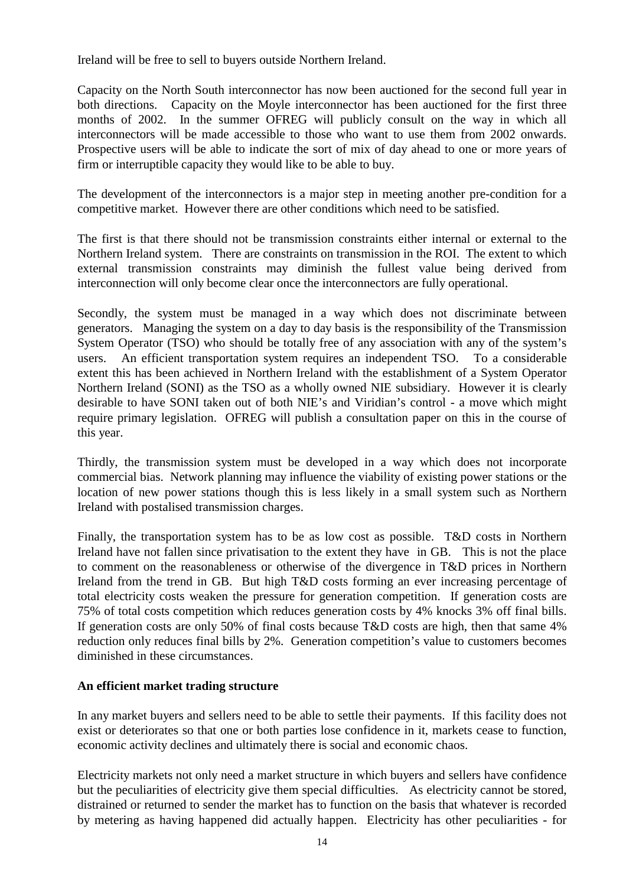Ireland will be free to sell to buyers outside Northern Ireland.

Capacity on the North South interconnector has now been auctioned for the second full year in both directions. Capacity on the Moyle interconnector has been auctioned for the first three months of 2002. In the summer OFREG will publicly consult on the way in which all interconnectors will be made accessible to those who want to use them from 2002 onwards. Prospective users will be able to indicate the sort of mix of day ahead to one or more years of firm or interruptible capacity they would like to be able to buy.

The development of the interconnectors is a major step in meeting another pre-condition for a competitive market. However there are other conditions which need to be satisfied.

The first is that there should not be transmission constraints either internal or external to the Northern Ireland system. There are constraints on transmission in the ROI. The extent to which external transmission constraints may diminish the fullest value being derived from interconnection will only become clear once the interconnectors are fully operational.

Secondly, the system must be managed in a way which does not discriminate between generators. Managing the system on a day to day basis is the responsibility of the Transmission System Operator (TSO) who should be totally free of any association with any of the system's users. An efficient transportation system requires an independent TSO. To a considerable extent this has been achieved in Northern Ireland with the establishment of a System Operator Northern Ireland (SONI) as the TSO as a wholly owned NIE subsidiary. However it is clearly desirable to have SONI taken out of both NIE's and Viridian's control - a move which might require primary legislation. OFREG will publish a consultation paper on this in the course of this year.

Thirdly, the transmission system must be developed in a way which does not incorporate commercial bias. Network planning may influence the viability of existing power stations or the location of new power stations though this is less likely in a small system such as Northern Ireland with postalised transmission charges.

Finally, the transportation system has to be as low cost as possible. T&D costs in Northern Ireland have not fallen since privatisation to the extent they have in GB. This is not the place to comment on the reasonableness or otherwise of the divergence in T&D prices in Northern Ireland from the trend in GB. But high T&D costs forming an ever increasing percentage of total electricity costs weaken the pressure for generation competition. If generation costs are 75% of total costs competition which reduces generation costs by 4% knocks 3% off final bills. If generation costs are only 50% of final costs because T&D costs are high, then that same 4% reduction only reduces final bills by 2%. Generation competition's value to customers becomes diminished in these circumstances.

**An efficient market trading structure**

In any market buyers and sellers need to be able to settle their payments. If this facility does not exist or deteriorates so that one or both parties lose confidence in it, markets cease to function, economic activity declines and ultimately there is social and economic chaos.

Electricity markets not only need a market structure in which buyers and sellers have confidence but the peculiarities of electricity give them special difficulties. As electricity cannot be stored, distrained or returned to sender the market has to function on the basis that whatever is recorded by metering as having happened did actually happen. Electricity has other peculiarities - for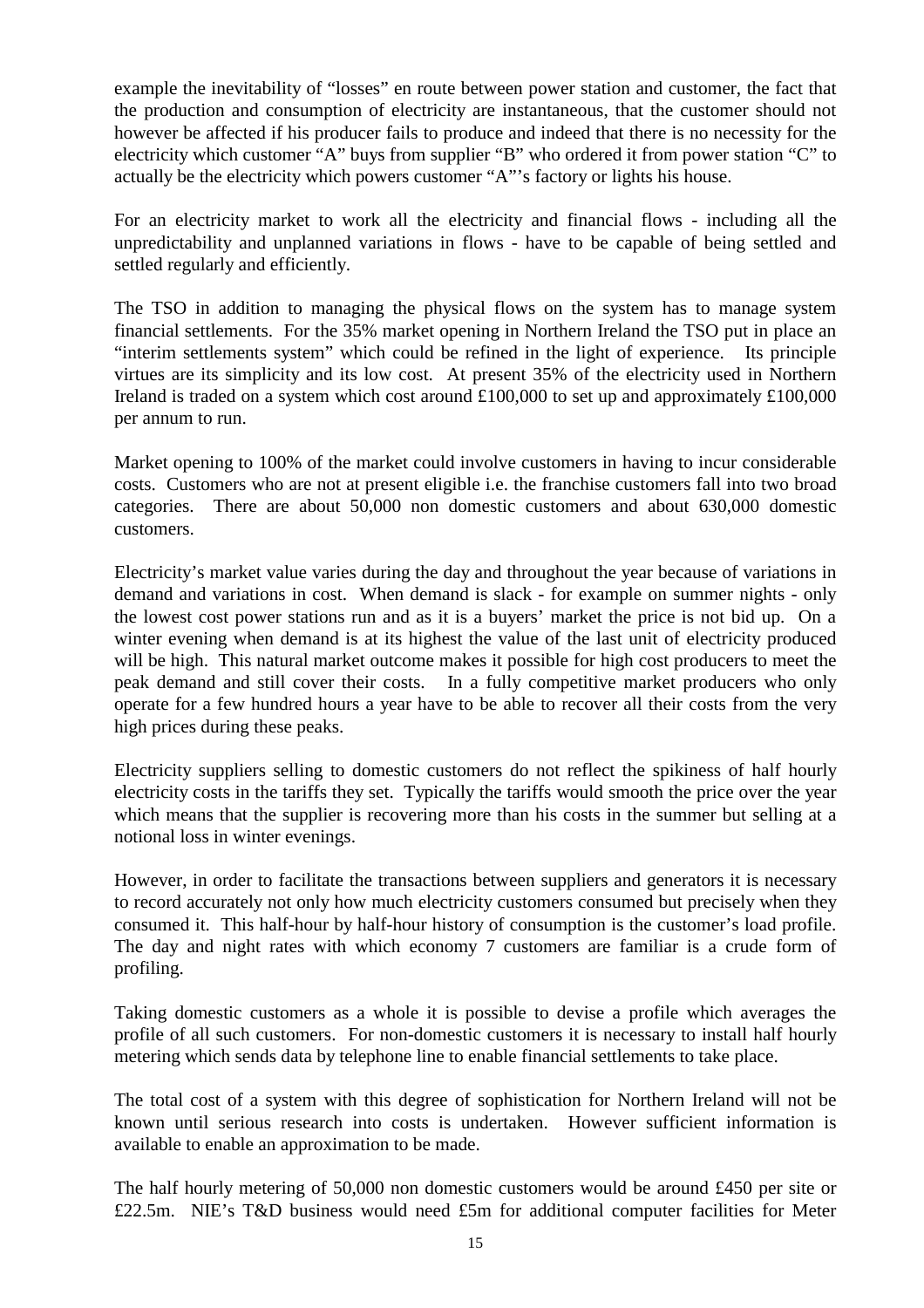example the inevitability of "losses" en route between power station and customer, the fact that the production and consumption of electricity are instantaneous, that the customer should not however be affected if his producer fails to produce and indeed that there is no necessity for the electricity which customer "A" buys from supplier "B" who ordered it from power station "C" to actually be the electricity which powers customer "A"'s factory or lights his house.

For an electricity market to work all the electricity and financial flows - including all the unpredictability and unplanned variations in flows - have to be capable of being settled and settled regularly and efficiently.

The TSO in addition to managing the physical flows on the system has to manage system financial settlements. For the 35% market opening in Northern Ireland the TSO put in place an "interim settlements system" which could be refined in the light of experience. Its principle virtues are its simplicity and its low cost. At present 35% of the electricity used in Northern Ireland is traded on a system which cost around £100,000 to set up and approximately £100,000 per annum to run.

Market opening to 100% of the market could involve customers in having to incur considerable costs. Customers who are not at present eligible i.e. the franchise customers fall into two broad categories. There are about 50,000 non domestic customers and about 630,000 domestic customers.

Electricity's market value varies during the day and throughout the year because of variations in demand and variations in cost. When demand is slack - for example on summer nights - only the lowest cost power stations run and as it is a buyers' market the price is not bid up. On a winter evening when demand is at its highest the value of the last unit of electricity produced will be high. This natural market outcome makes it possible for high cost producers to meet the peak demand and still cover their costs. In a fully competitive market producers who only operate for a few hundred hours a year have to be able to recover all their costs from the very high prices during these peaks.

Electricity suppliers selling to domestic customers do not reflect the spikiness of half hourly electricity costs in the tariffs they set. Typically the tariffs would smooth the price over the year which means that the supplier is recovering more than his costs in the summer but selling at a notional loss in winter evenings.

However, in order to facilitate the transactions between suppliers and generators it is necessary to record accurately not only how much electricity customers consumed but precisely when they consumed it. This half-hour by half-hour history of consumption is the customer's load profile. The day and night rates with which economy 7 customers are familiar is a crude form of profiling.

Taking domestic customers as a whole it is possible to devise a profile which averages the profile of all such customers. For non-domestic customers it is necessary to install half hourly metering which sends data by telephone line to enable financial settlements to take place.

The total cost of a system with this degree of sophistication for Northern Ireland will not be known until serious research into costs is undertaken. However sufficient information is available to enable an approximation to be made.

The half hourly metering of 50,000 non domestic customers would be around £450 per site or £22.5m. NIE's T&D business would need £5m for additional computer facilities for Meter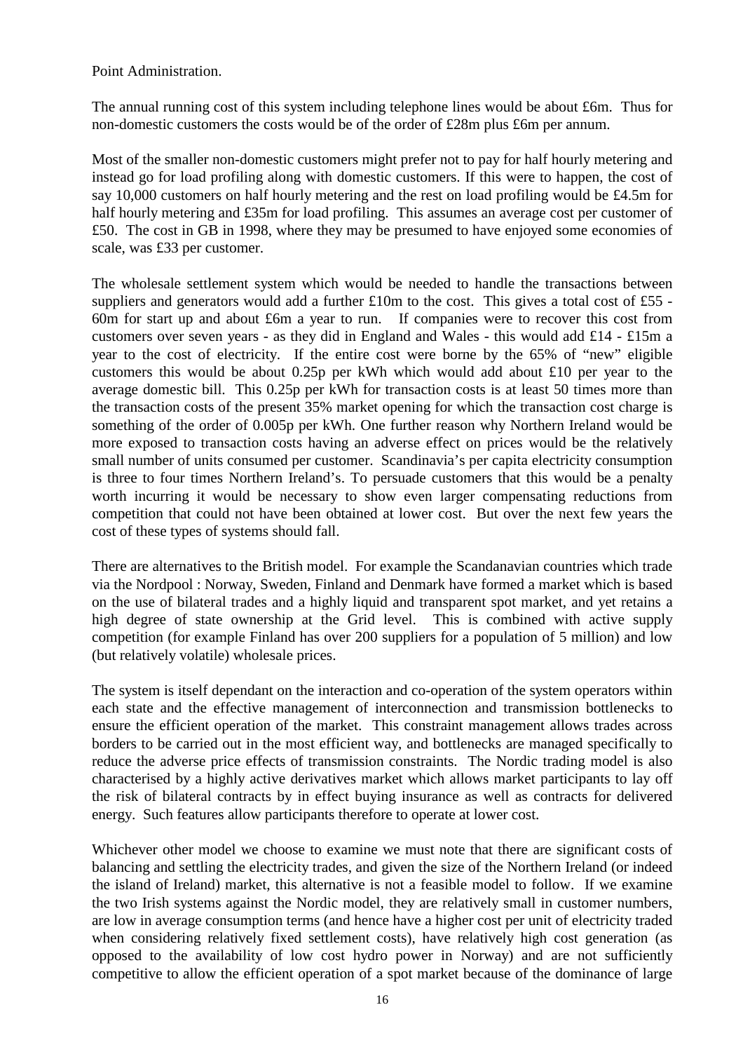Point Administration.

The annual running cost of this system including telephone lines would be about £6m. Thus for non-domestic customers the costs would be of the order of £28m plus £6m per annum.

Most of the smaller non-domestic customers might prefer not to pay for half hourly metering and instead go for load profiling along with domestic customers. If this were to happen, the cost of say 10,000 customers on half hourly metering and the rest on load profiling would be £4.5m for half hourly metering and £35m for load profiling. This assumes an average cost per customer of £50. The cost in GB in 1998, where they may be presumed to have enjoyed some economies of scale, was £33 per customer.

The wholesale settlement system which would be needed to handle the transactions between suppliers and generators would add a further £10m to the cost. This gives a total cost of £55 - 60m for start up and about £6m a year to run. If companies were to recover this cost from customers over seven years - as they did in England and Wales - this would add £14 - £15m a year to the cost of electricity. If the entire cost were borne by the 65% of "new" eligible customers this would be about 0.25p per kWh which would add about £10 per year to the average domestic bill. This 0.25p per kWh for transaction costs is at least 50 times more than the transaction costs of the present 35% market opening for which the transaction cost charge is something of the order of 0.005p per kWh. One further reason why Northern Ireland would be more exposed to transaction costs having an adverse effect on prices would be the relatively small number of units consumed per customer. Scandinavia's per capita electricity consumption is three to four times Northern Ireland's. To persuade customers that this would be a penalty worth incurring it would be necessary to show even larger compensating reductions from competition that could not have been obtained at lower cost. But over the next few years the cost of these types of systems should fall.

There are alternatives to the British model. For example the Scandanavian countries which trade via the Nordpool : Norway, Sweden, Finland and Denmark have formed a market which is based on the use of bilateral trades and a highly liquid and transparent spot market, and yet retains a high degree of state ownership at the Grid level. This is combined with active supply competition (for example Finland has over 200 suppliers for a population of 5 million) and low (but relatively volatile) wholesale prices.

The system is itself dependant on the interaction and co-operation of the system operators within each state and the effective management of interconnection and transmission bottlenecks to ensure the efficient operation of the market. This constraint management allows trades across borders to be carried out in the most efficient way, and bottlenecks are managed specifically to reduce the adverse price effects of transmission constraints. The Nordic trading model is also characterised by a highly active derivatives market which allows market participants to lay off the risk of bilateral contracts by in effect buying insurance as well as contracts for delivered energy. Such features allow participants therefore to operate at lower cost.

Whichever other model we choose to examine we must note that there are significant costs of balancing and settling the electricity trades, and given the size of the Northern Ireland (or indeed the island of Ireland) market, this alternative is not a feasible model to follow. If we examine the two Irish systems against the Nordic model, they are relatively small in customer numbers, are low in average consumption terms (and hence have a higher cost per unit of electricity traded when considering relatively fixed settlement costs), have relatively high cost generation (as opposed to the availability of low cost hydro power in Norway) and are not sufficiently competitive to allow the efficient operation of a spot market because of the dominance of large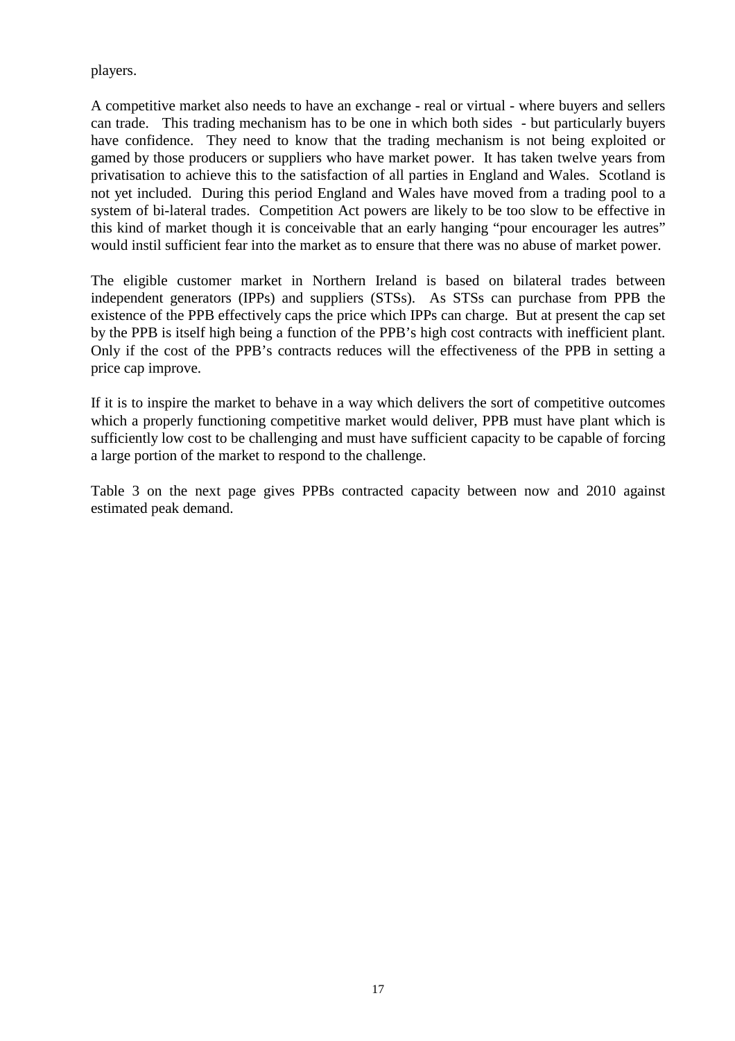players.

A competitive market also needs to have an exchange - real or virtual - where buyers and sellers can trade. This trading mechanism has to be one in which both sides - but particularly buyers have confidence. They need to know that the trading mechanism is not being exploited or gamed by those producers or suppliers who have market power. It has taken twelve years from privatisation to achieve this to the satisfaction of all parties in England and Wales. Scotland is not yet included. During this period England and Wales have moved from a trading pool to a system of bi-lateral trades. Competition Act powers are likely to be too slow to be effective in this kind of market though it is conceivable that an early hanging "pour encourager les autres" would instil sufficient fear into the market as to ensure that there was no abuse of market power.

The eligible customer market in Northern Ireland is based on bilateral trades between independent generators (IPPs) and suppliers (STSs). As STSs can purchase from PPB the existence of the PPB effectively caps the price which IPPs can charge. But at present the cap set by the PPB is itself high being a function of the PPB's high cost contracts with inefficient plant. Only if the cost of the PPB's contracts reduces will the effectiveness of the PPB in setting a price cap improve.

If it is to inspire the market to behave in a way which delivers the sort of competitive outcomes which a properly functioning competitive market would deliver, PPB must have plant which is sufficiently low cost to be challenging and must have sufficient capacity to be capable of forcing a large portion of the market to respond to the challenge.

Table 3 on the next page gives PPBs contracted capacity between now and 2010 against estimated peak demand.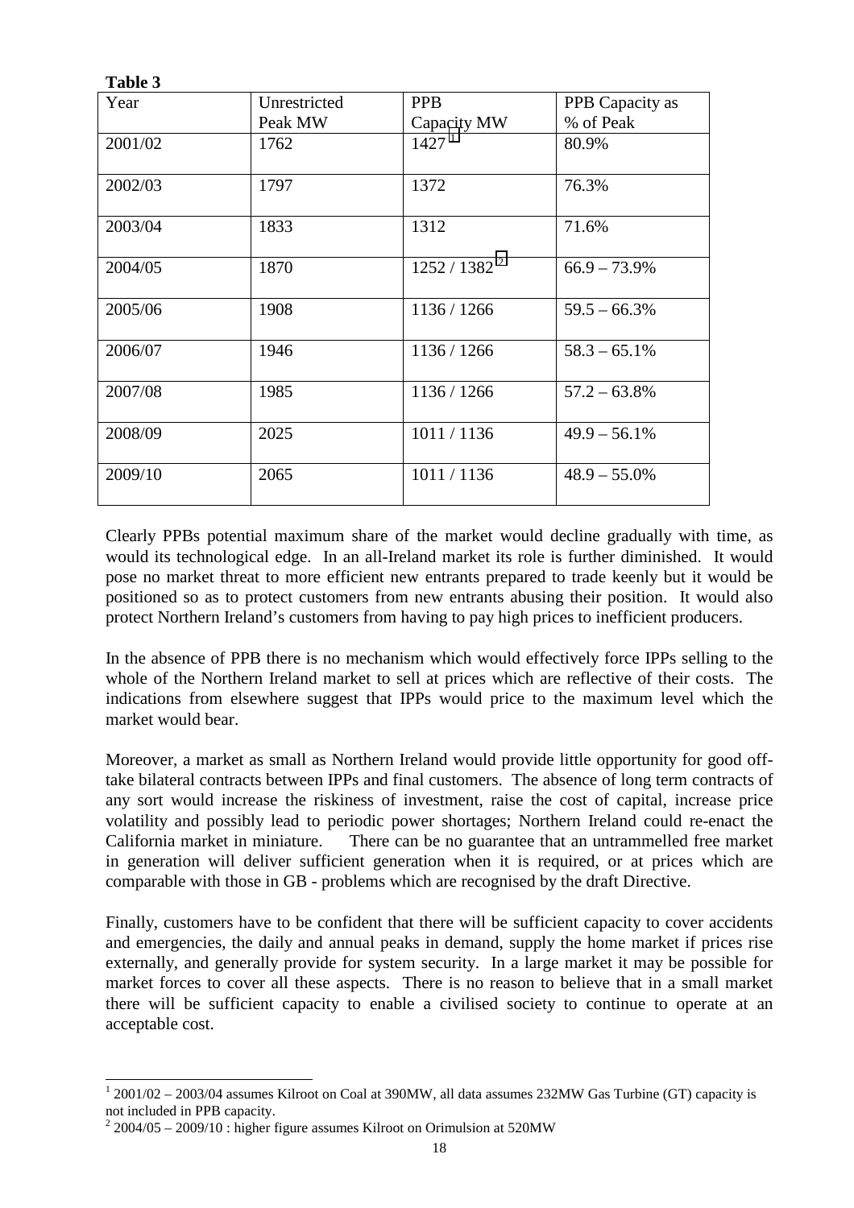**Table 3**

| Year | Unrestricted Peak MW | PPB Capacity MW | PPB Capacity as % of Peak |
|---|---|---|---|
| 2001/02 | 1762 | 1427 [1] | 80.9% |
| 2002/03 | 1797 | 1372 | 76.3% |
| 2003/04 | 1833 | 1312 | 71.6% |
| 2004/05 | 1870 | 1252 / 1382 [2] | 66.9 – 73.9% |
| 2005/06 | 1908 | 1136 / 1266 | 59.5 – 66.3% |
| 2006/07 | 1946 | 1136 / 1266 | 58.3 – 65.1% |
| 2007/08 | 1985 | 1136 / 1266 | 57.2 – 63.8% |
| 2008/09 | 2025 | 1011 / 1136 | 49.9 – 56.1% |
| 2009/10 | 2065 | 1011 / 1136 | 48.9 – 55.0% |

Clearly PPBs potential maximum share of the market would decline gradually with time, as would its technological edge. In an all-Ireland market its role is further diminished. It would pose no market threat to more efficient new entrants prepared to trade keenly but it would be positioned so as to protect customers from new entrants abusing their position. It would also protect Northern Ireland's customers from having to pay high prices to inefficient producers.

In the absence of PPB there is no mechanism which would effectively force IPPs selling to the whole of the Northern Ireland market to sell at prices which are reflective of their costs. The indications from elsewhere suggest that IPPs would price to the maximum level which the market would bear.

Moreover, a market as small as Northern Ireland would provide little opportunity for good off-take bilateral contracts between IPPs and final customers. The absence of long term contracts of any sort would increase the riskiness of investment, raise the cost of capital, increase price volatility and possibly lead to periodic power shortages; Northern Ireland could re-enact the California market in miniature. There can be no guarantee that an untrammelled free market in generation will deliver sufficient generation when it is required, or at prices which are comparable with those in GB - problems which are recognised by the draft Directive.

Finally, customers have to be confident that there will be sufficient capacity to cover accidents and emergencies, the daily and annual peaks in demand, supply the home market if prices rise externally, and generally provide for system security. In a large market it may be possible for market forces to cover all these aspects. There is no reason to believe that in a small market there will be sufficient capacity to enable a civilised society to continue to operate at an acceptable cost.

---

[1] 2001/02 – 2003/04 assumes Kilroot on Coal at 390MW, all data assumes 232MW Gas Turbine (GT) capacity is not included in PPB capacity.

[2] 2004/05 – 2009/10 : higher figure assumes Kilroot on Orimulsion at 520MW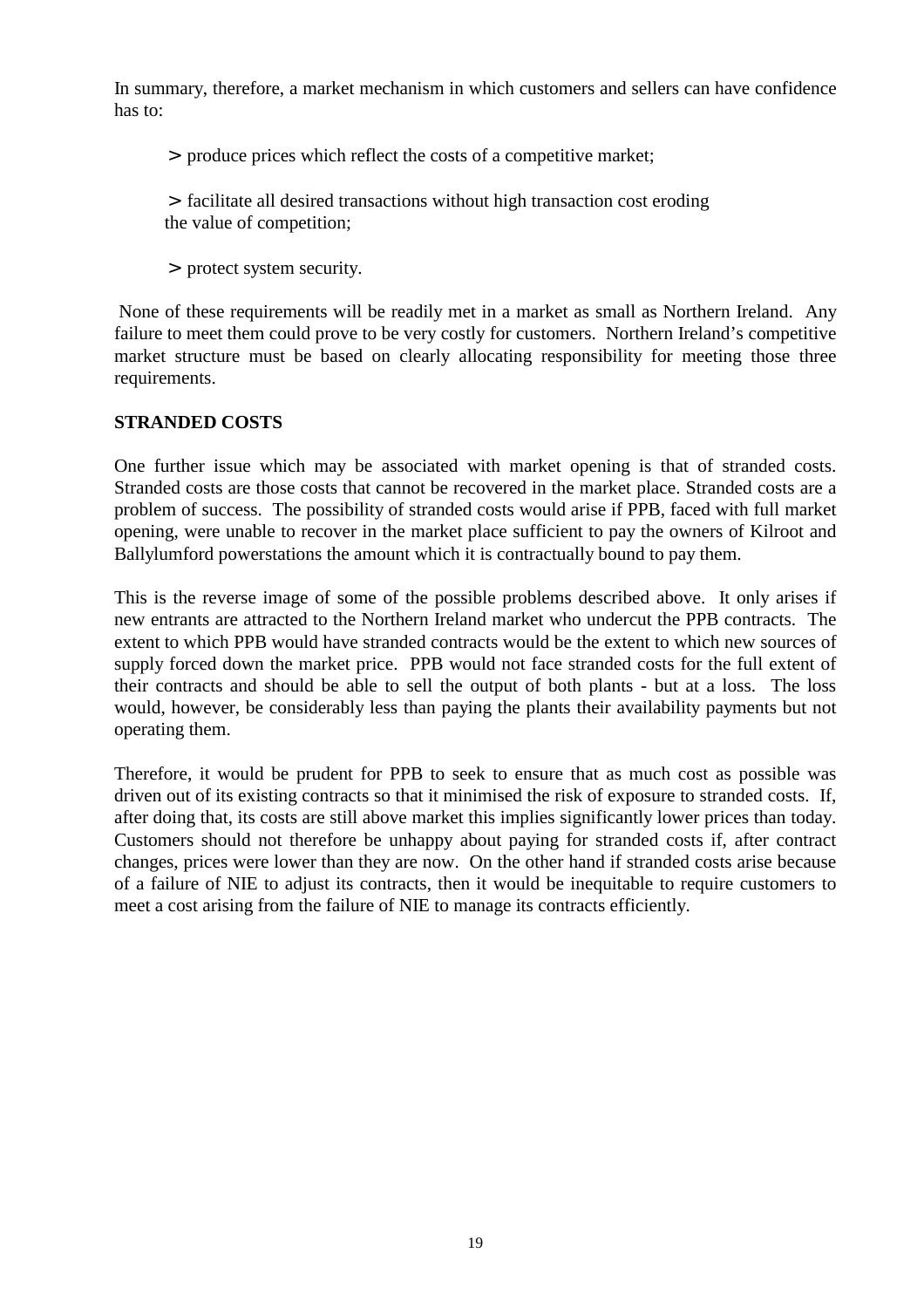In summary, therefore, a market mechanism in which customers and sellers can have confidence has to:

> produce prices which reflect the costs of a competitive market;

> facilitate all desired transactions without high transaction cost eroding the value of competition;

> protect system security.

None of these requirements will be readily met in a market as small as Northern Ireland. Any failure to meet them could prove to be very costly for customers. Northern Ireland's competitive market structure must be based on clearly allocating responsibility for meeting those three requirements.

**STRANDED COSTS**

One further issue which may be associated with market opening is that of stranded costs. Stranded costs are those costs that cannot be recovered in the market place. Stranded costs are a problem of success. The possibility of stranded costs would arise if PPB, faced with full market opening, were unable to recover in the market place sufficient to pay the owners of Kilroot and Ballylumford powerstations the amount which it is contractually bound to pay them.

This is the reverse image of some of the possible problems described above. It only arises if new entrants are attracted to the Northern Ireland market who undercut the PPB contracts. The extent to which PPB would have stranded contracts would be the extent to which new sources of supply forced down the market price. PPB would not face stranded costs for the full extent of their contracts and should be able to sell the output of both plants - but at a loss. The loss would, however, be considerably less than paying the plants their availability payments but not operating them.

Therefore, it would be prudent for PPB to seek to ensure that as much cost as possible was driven out of its existing contracts so that it minimised the risk of exposure to stranded costs. If, after doing that, its costs are still above market this implies significantly lower prices than today. Customers should not therefore be unhappy about paying for stranded costs if, after contract changes, prices were lower than they are now. On the other hand if stranded costs arise because of a failure of NIE to adjust its contracts, then it would be inequitable to require customers to meet a cost arising from the failure of NIE to manage its contracts efficiently.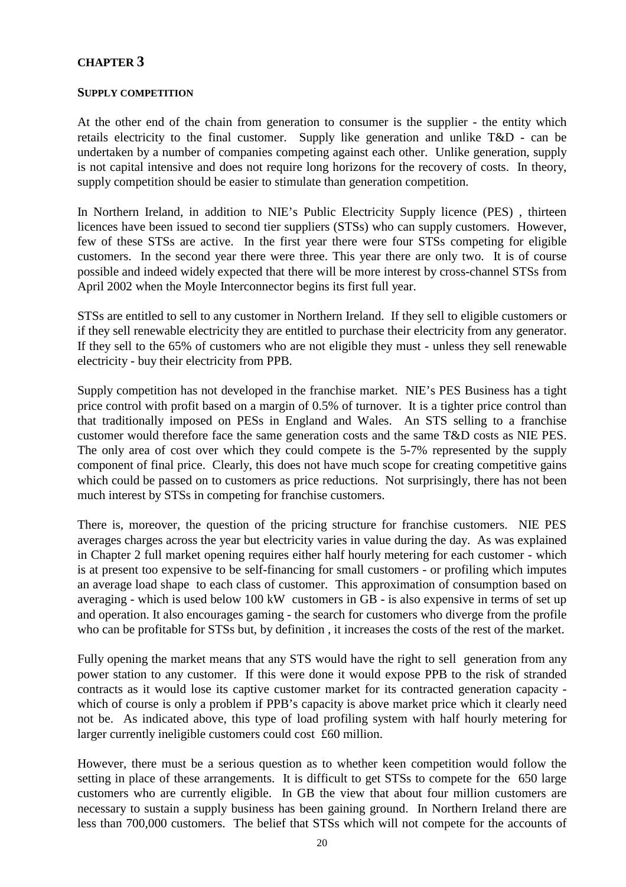# CHAPTER 3

## SUPPLY COMPETITION

At the other end of the chain from generation to consumer is the supplier - the entity which retails electricity to the final customer. Supply like generation and unlike T&D - can be undertaken by a number of companies competing against each other. Unlike generation, supply is not capital intensive and does not require long horizons for the recovery of costs. In theory, supply competition should be easier to stimulate than generation competition.

In Northern Ireland, in addition to NIE's Public Electricity Supply licence (PES) , thirteen licences have been issued to second tier suppliers (STSs) who can supply customers. However, few of these STSs are active. In the first year there were four STSs competing for eligible customers. In the second year there were three. This year there are only two. It is of course possible and indeed widely expected that there will be more interest by cross-channel STSs from April 2002 when the Moyle Interconnector begins its first full year.

STSs are entitled to sell to any customer in Northern Ireland. If they sell to eligible customers or if they sell renewable electricity they are entitled to purchase their electricity from any generator. If they sell to the 65% of customers who are not eligible they must - unless they sell renewable electricity - buy their electricity from PPB.

Supply competition has not developed in the franchise market. NIE's PES Business has a tight price control with profit based on a margin of 0.5% of turnover. It is a tighter price control than that traditionally imposed on PESs in England and Wales. An STS selling to a franchise customer would therefore face the same generation costs and the same T&D costs as NIE PES. The only area of cost over which they could compete is the 5-7% represented by the supply component of final price. Clearly, this does not have much scope for creating competitive gains which could be passed on to customers as price reductions. Not surprisingly, there has not been much interest by STSs in competing for franchise customers.

There is, moreover, the question of the pricing structure for franchise customers. NIE PES averages charges across the year but electricity varies in value during the day. As was explained in Chapter 2 full market opening requires either half hourly metering for each customer - which is at present too expensive to be self-financing for small customers - or profiling which imputes an average load shape to each class of customer. This approximation of consumption based on averaging - which is used below 100 kW customers in GB - is also expensive in terms of set up and operation. It also encourages gaming - the search for customers who diverge from the profile who can be profitable for STSs but, by definition , it increases the costs of the rest of the market.

Fully opening the market means that any STS would have the right to sell generation from any power station to any customer. If this were done it would expose PPB to the risk of stranded contracts as it would lose its captive customer market for its contracted generation capacity - which of course is only a problem if PPB's capacity is above market price which it clearly need not be. As indicated above, this type of load profiling system with half hourly metering for larger currently ineligible customers could cost £60 million.

However, there must be a serious question as to whether keen competition would follow the setting in place of these arrangements. It is difficult to get STSs to compete for the 650 large customers who are currently eligible. In GB the view that about four million customers are necessary to sustain a supply business has been gaining ground. In Northern Ireland there are less than 700,000 customers. The belief that STSs which will not compete for the accounts of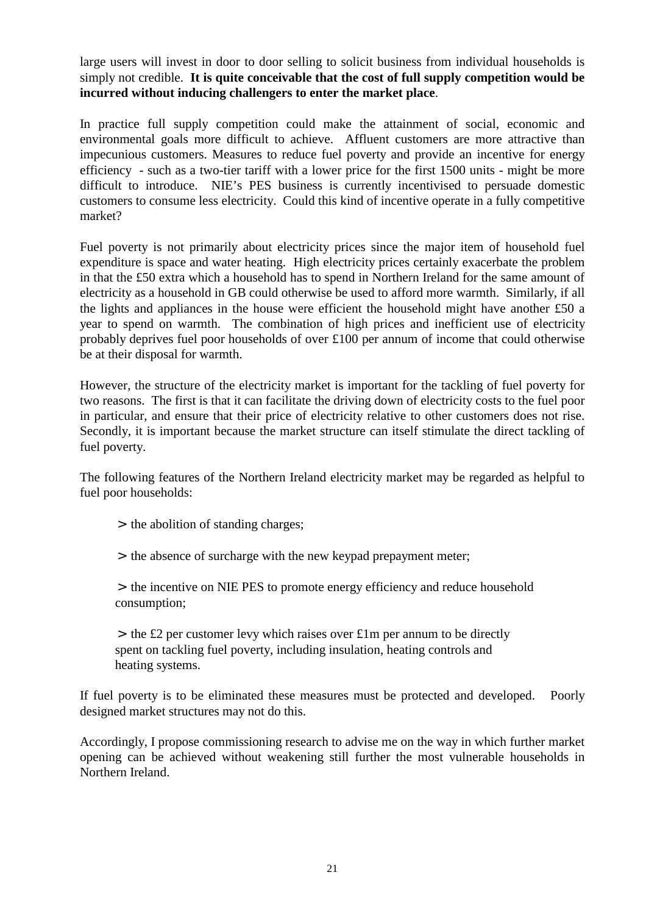large users will invest in door to door selling to solicit business from individual households is simply not credible. **It is quite conceivable that the cost of full supply competition would be incurred without inducing challengers to enter the market place**.

In practice full supply competition could make the attainment of social, economic and environmental goals more difficult to achieve. Affluent customers are more attractive than impecunious customers. Measures to reduce fuel poverty and provide an incentive for energy efficiency - such as a two-tier tariff with a lower price for the first 1500 units - might be more difficult to introduce. NIE's PES business is currently incentivised to persuade domestic customers to consume less electricity. Could this kind of incentive operate in a fully competitive market?

Fuel poverty is not primarily about electricity prices since the major item of household fuel expenditure is space and water heating. High electricity prices certainly exacerbate the problem in that the £50 extra which a household has to spend in Northern Ireland for the same amount of electricity as a household in GB could otherwise be used to afford more warmth. Similarly, if all the lights and appliances in the house were efficient the household might have another £50 a year to spend on warmth. The combination of high prices and inefficient use of electricity probably deprives fuel poor households of over £100 per annum of income that could otherwise be at their disposal for warmth.

However, the structure of the electricity market is important for the tackling of fuel poverty for two reasons. The first is that it can facilitate the driving down of electricity costs to the fuel poor in particular, and ensure that their price of electricity relative to other customers does not rise. Secondly, it is important because the market structure can itself stimulate the direct tackling of fuel poverty.

The following features of the Northern Ireland electricity market may be regarded as helpful to fuel poor households:

- the abolition of standing charges;
- the absence of surcharge with the new keypad prepayment meter;
- the incentive on NIE PES to promote energy efficiency and reduce household consumption;
- the £2 per customer levy which raises over £1m per annum to be directly spent on tackling fuel poverty, including insulation, heating controls and heating systems.

If fuel poverty is to be eliminated these measures must be protected and developed. Poorly designed market structures may not do this.

Accordingly, I propose commissioning research to advise me on the way in which further market opening can be achieved without weakening still further the most vulnerable households in Northern Ireland.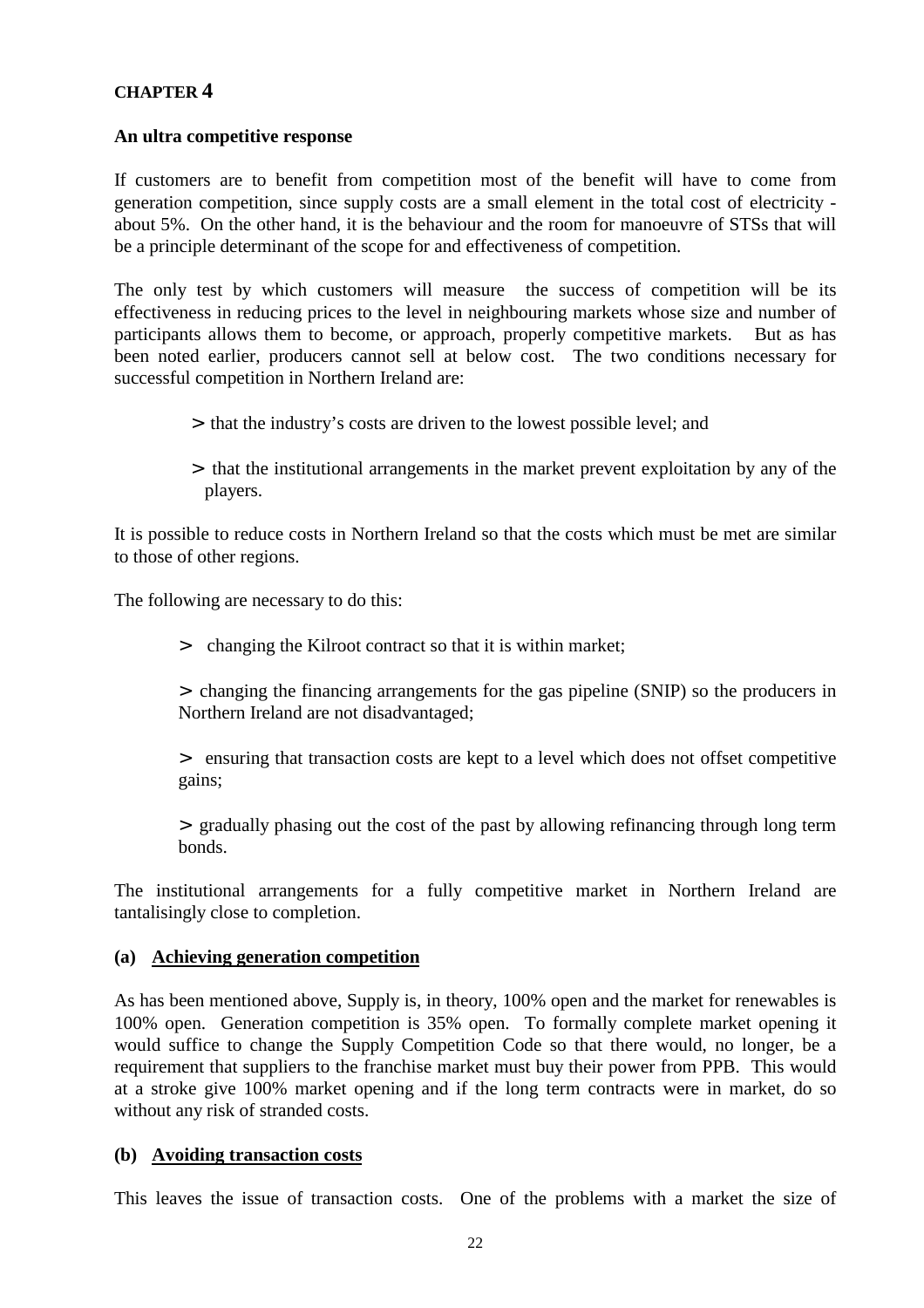# CHAPTER 4

**An ultra competitive response**

If customers are to benefit from competition most of the benefit will have to come from generation competition, since supply costs are a small element in the total cost of electricity - about 5%. On the other hand, it is the behaviour and the room for manoeuvre of STSs that will be a principle determinant of the scope for and effectiveness of competition.

The only test by which customers will measure the success of competition will be its effectiveness in reducing prices to the level in neighbouring markets whose size and number of participants allows them to become, or approach, properly competitive markets. But as has been noted earlier, producers cannot sell at below cost. The two conditions necessary for successful competition in Northern Ireland are:

> > that the industry's costs are driven to the lowest possible level; and
>
> > that the institutional arrangements in the market prevent exploitation by any of the players.

It is possible to reduce costs in Northern Ireland so that the costs which must be met are similar to those of other regions.

The following are necessary to do this:

> > changing the Kilroot contract so that it is within market;
>
> > changing the financing arrangements for the gas pipeline (SNIP) so the producers in Northern Ireland are not disadvantaged;
>
> > ensuring that transaction costs are kept to a level which does not offset competitive gains;
>
> > gradually phasing out the cost of the past by allowing refinancing through long term bonds.

The institutional arrangements for a fully competitive market in Northern Ireland are tantalisingly close to completion.

**(a) <u>Achieving generation competition</u>**

As has been mentioned above, Supply is, in theory, 100% open and the market for renewables is 100% open. Generation competition is 35% open. To formally complete market opening it would suffice to change the Supply Competition Code so that there would, no longer, be a requirement that suppliers to the franchise market must buy their power from PPB. This would at a stroke give 100% market opening and if the long term contracts were in market, do so without any risk of stranded costs.

**(b) <u>Avoiding transaction costs</u>**

This leaves the issue of transaction costs. One of the problems with a market the size of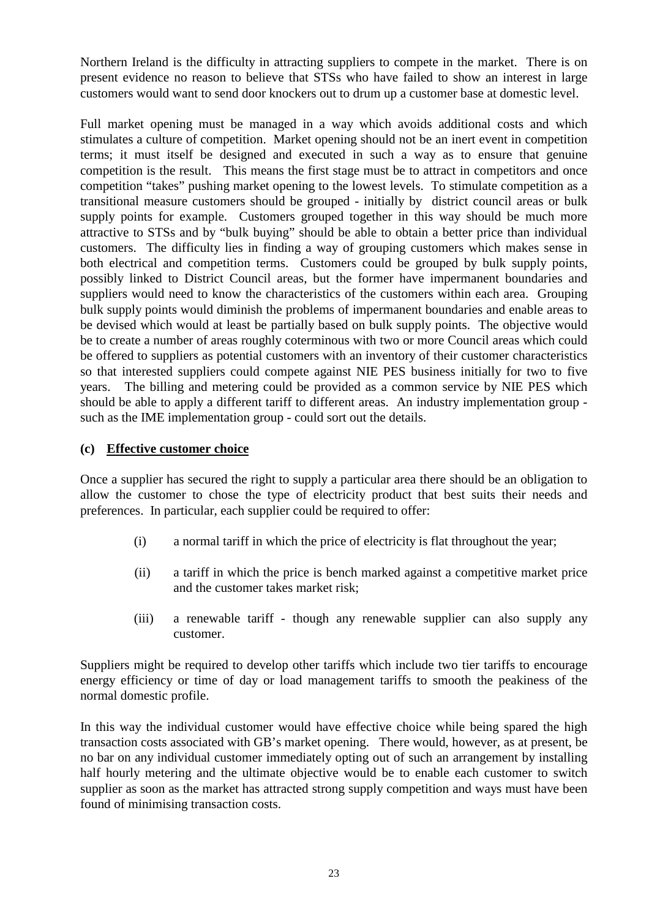Northern Ireland is the difficulty in attracting suppliers to compete in the market. There is on present evidence no reason to believe that STSs who have failed to show an interest in large customers would want to send door knockers out to drum up a customer base at domestic level.

Full market opening must be managed in a way which avoids additional costs and which stimulates a culture of competition. Market opening should not be an inert event in competition terms; it must itself be designed and executed in such a way as to ensure that genuine competition is the result. This means the first stage must be to attract in competitors and once competition "takes" pushing market opening to the lowest levels. To stimulate competition as a transitional measure customers should be grouped - initially by district council areas or bulk supply points for example. Customers grouped together in this way should be much more attractive to STSs and by "bulk buying" should be able to obtain a better price than individual customers. The difficulty lies in finding a way of grouping customers which makes sense in both electrical and competition terms. Customers could be grouped by bulk supply points, possibly linked to District Council areas, but the former have impermanent boundaries and suppliers would need to know the characteristics of the customers within each area. Grouping bulk supply points would diminish the problems of impermanent boundaries and enable areas to be devised which would at least be partially based on bulk supply points. The objective would be to create a number of areas roughly coterminous with two or more Council areas which could be offered to suppliers as potential customers with an inventory of their customer characteristics so that interested suppliers could compete against NIE PES business initially for two to five years. The billing and metering could be provided as a common service by NIE PES which should be able to apply a different tariff to different areas. An industry implementation group - such as the IME implementation group - could sort out the details.

**(c) Effective customer choice**

Once a supplier has secured the right to supply a particular area there should be an obligation to allow the customer to chose the type of electricity product that best suits their needs and preferences. In particular, each supplier could be required to offer:

(i) a normal tariff in which the price of electricity is flat throughout the year;

(ii) a tariff in which the price is bench marked against a competitive market price and the customer takes market risk;

(iii) a renewable tariff - though any renewable supplier can also supply any customer.

Suppliers might be required to develop other tariffs which include two tier tariffs to encourage energy efficiency or time of day or load management tariffs to smooth the peakiness of the normal domestic profile.

In this way the individual customer would have effective choice while being spared the high transaction costs associated with GB's market opening. There would, however, as at present, be no bar on any individual customer immediately opting out of such an arrangement by installing half hourly metering and the ultimate objective would be to enable each customer to switch supplier as soon as the market has attracted strong supply competition and ways must have been found of minimising transaction costs.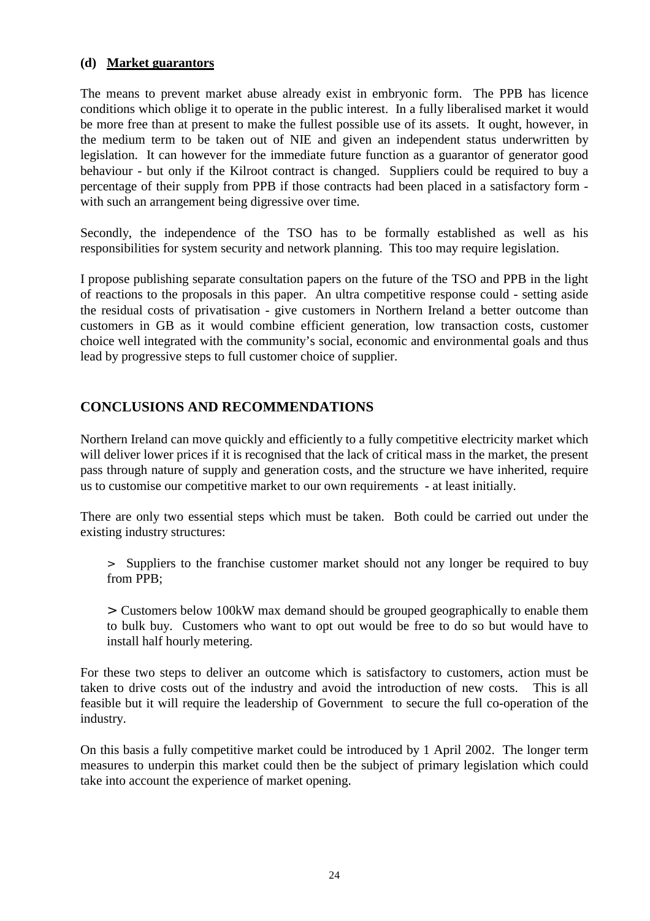### (d) Market guarantors

The means to prevent market abuse already exist in embryonic form. The PPB has licence conditions which oblige it to operate in the public interest. In a fully liberalised market it would be more free than at present to make the fullest possible use of its assets. It ought, however, in the medium term to be taken out of NIE and given an independent status underwritten by legislation. It can however for the immediate future function as a guarantor of generator good behaviour - but only if the Kilroot contract is changed. Suppliers could be required to buy a percentage of their supply from PPB if those contracts had been placed in a satisfactory form - with such an arrangement being digressive over time.

Secondly, the independence of the TSO has to be formally established as well as his responsibilities for system security and network planning. This too may require legislation.

I propose publishing separate consultation papers on the future of the TSO and PPB in the light of reactions to the proposals in this paper. An ultra competitive response could - setting aside the residual costs of privatisation - give customers in Northern Ireland a better outcome than customers in GB as it would combine efficient generation, low transaction costs, customer choice well integrated with the community's social, economic and environmental goals and thus lead by progressive steps to full customer choice of supplier.

## CONCLUSIONS AND RECOMMENDATIONS

Northern Ireland can move quickly and efficiently to a fully competitive electricity market which will deliver lower prices if it is recognised that the lack of critical mass in the market, the present pass through nature of supply and generation costs, and the structure we have inherited, require us to customise our competitive market to our own requirements - at least initially.

There are only two essential steps which must be taken. Both could be carried out under the existing industry structures:

> Suppliers to the franchise customer market should not any longer be required to buy from PPB;

> Customers below 100kW max demand should be grouped geographically to enable them to bulk buy. Customers who want to opt out would be free to do so but would have to install half hourly metering.

For these two steps to deliver an outcome which is satisfactory to customers, action must be taken to drive costs out of the industry and avoid the introduction of new costs. This is all feasible but it will require the leadership of Government to secure the full co-operation of the industry.

On this basis a fully competitive market could be introduced by 1 April 2002. The longer term measures to underpin this market could then be the subject of primary legislation which could take into account the experience of market opening.